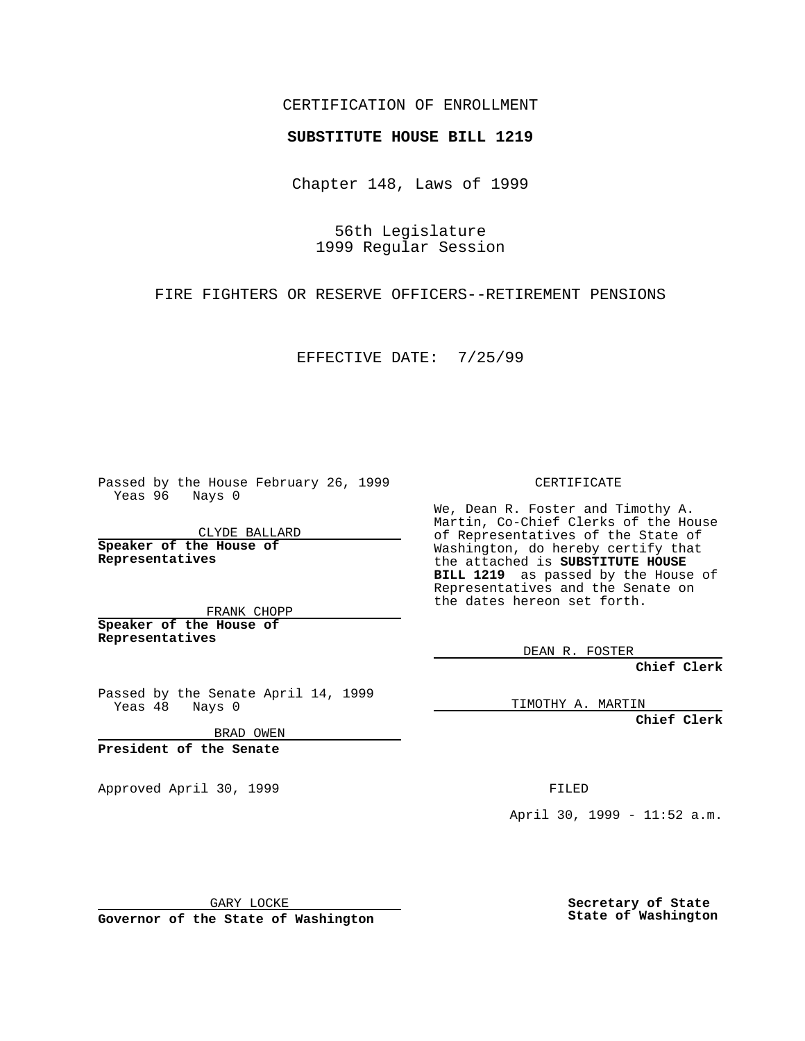CERTIFICATION OF ENROLLMENT

**SUBSTITUTE HOUSE BILL 1219**

Chapter 148, Laws of 1999

56th Legislature
1999 Regular Session

FIRE FIGHTERS OR RESERVE OFFICERS--RETIREMENT PENSIONS

EFFECTIVE DATE: 7/25/99

Passed by the House February 26, 1999
Yeas 96 Nays 0

CLYDE BALLARD
**Speaker of the House of Representatives**

FRANK CHOPP
**Speaker of the House of Representatives**

Passed by the Senate April 14, 1999
Yeas 48 Nays 0

BRAD OWEN
**President of the Senate**

Approved April 30, 1999

GARY LOCKE
**Governor of the State of Washington**

CERTIFICATE

We, Dean R. Foster and Timothy A. Martin, Co-Chief Clerks of the House of Representatives of the State of Washington, do hereby certify that the attached is **SUBSTITUTE HOUSE BILL 1219** as passed by the House of Representatives and the Senate on the dates hereon set forth.

DEAN R. FOSTER
**Chief Clerk**

TIMOTHY A. MARTIN
**Chief Clerk**

FILED

April 30, 1999 - 11:52 a.m.

**Secretary of State**
**State of Washington**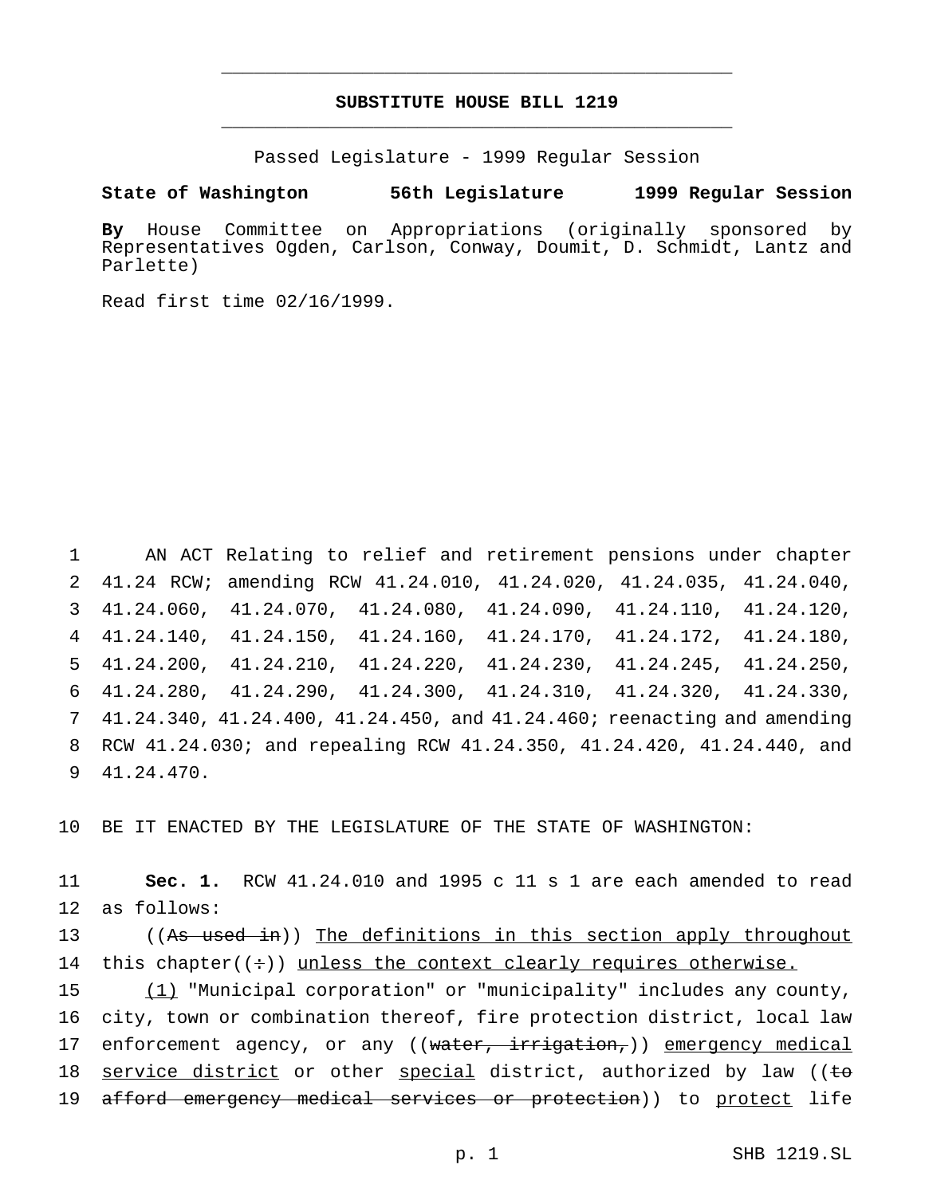# SUBSTITUTE HOUSE BILL 1219

Passed Legislature - 1999 Regular Session

**State of Washington 56th Legislature 1999 Regular Session**

**By** House Committee on Appropriations (originally sponsored by Representatives Ogden, Carlson, Conway, Doumit, D. Schmidt, Lantz and Parlette)

Read first time 02/16/1999.

1 AN ACT Relating to relief and retirement pensions under chapter 2 41.24 RCW; amending RCW 41.24.010, 41.24.020, 41.24.035, 41.24.040, 3 41.24.060, 41.24.070, 41.24.080, 41.24.090, 41.24.110, 41.24.120, 4 41.24.140, 41.24.150, 41.24.160, 41.24.170, 41.24.172, 41.24.180, 5 41.24.200, 41.24.210, 41.24.220, 41.24.230, 41.24.245, 41.24.250, 6 41.24.280, 41.24.290, 41.24.300, 41.24.310, 41.24.320, 41.24.330, 7 41.24.340, 41.24.400, 41.24.450, and 41.24.460; reenacting and amending 8 RCW 41.24.030; and repealing RCW 41.24.350, 41.24.420, 41.24.440, and 9 41.24.470.

10 BE IT ENACTED BY THE LEGISLATURE OF THE STATE OF WASHINGTON:

11 **Sec. 1.** RCW 41.24.010 and 1995 c 11 s 1 are each amended to read 12 as follows:

13 ((~~As used in~~)) <u>The definitions in this section apply throughout</u> 14 this chapter((~~:~~)) <u>unless the context clearly requires otherwise.</u>

15 <u>(1)</u> "Municipal corporation" or "municipality" includes any county, 16 city, town or combination thereof, fire protection district, local law 17 enforcement agency, or any ((~~water, irrigation,~~)) <u>emergency medical</u> 18 <u>service district</u> or other <u>special</u> district, authorized by law ((~~to~~ 19 ~~afford emergency medical services or protection~~)) to <u>protect</u> life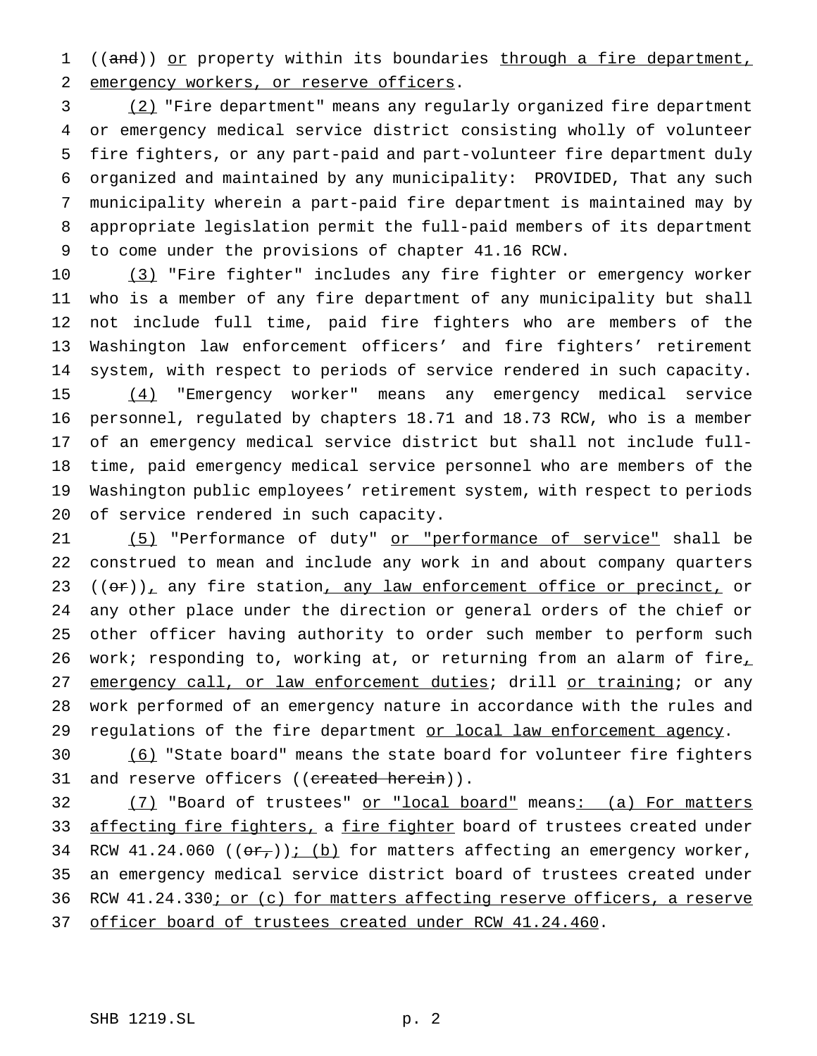((and)) or property within its boundaries through a fire department, emergency workers, or reserve officers.

(2) "Fire department" means any regularly organized fire department or emergency medical service district consisting wholly of volunteer fire fighters, or any part-paid and part-volunteer fire department duly organized and maintained by any municipality: PROVIDED, That any such municipality wherein a part-paid fire department is maintained may by appropriate legislation permit the full-paid members of its department to come under the provisions of chapter 41.16 RCW.

(3) "Fire fighter" includes any fire fighter or emergency worker who is a member of any fire department of any municipality but shall not include full time, paid fire fighters who are members of the Washington law enforcement officers' and fire fighters' retirement system, with respect to periods of service rendered in such capacity.

(4) "Emergency worker" means any emergency medical service personnel, regulated by chapters 18.71 and 18.73 RCW, who is a member of an emergency medical service district but shall not include full-time, paid emergency medical service personnel who are members of the Washington public employees' retirement system, with respect to periods of service rendered in such capacity.

(5) "Performance of duty" or "performance of service" shall be construed to mean and include any work in and about company quarters ((or)), any fire station, any law enforcement office or precinct, or any other place under the direction or general orders of the chief or other officer having authority to order such member to perform such work; responding to, working at, or returning from an alarm of fire, emergency call, or law enforcement duties; drill or training; or any work performed of an emergency nature in accordance with the rules and regulations of the fire department or local law enforcement agency.

(6) "State board" means the state board for volunteer fire fighters and reserve officers ((created herein)).

(7) "Board of trustees" or "local board" means: (a) For matters affecting fire fighters, a fire fighter board of trustees created under RCW 41.24.060 ((or,)); (b) for matters affecting an emergency worker, an emergency medical service district board of trustees created under RCW 41.24.330; or (c) for matters affecting reserve officers, a reserve officer board of trustees created under RCW 41.24.460.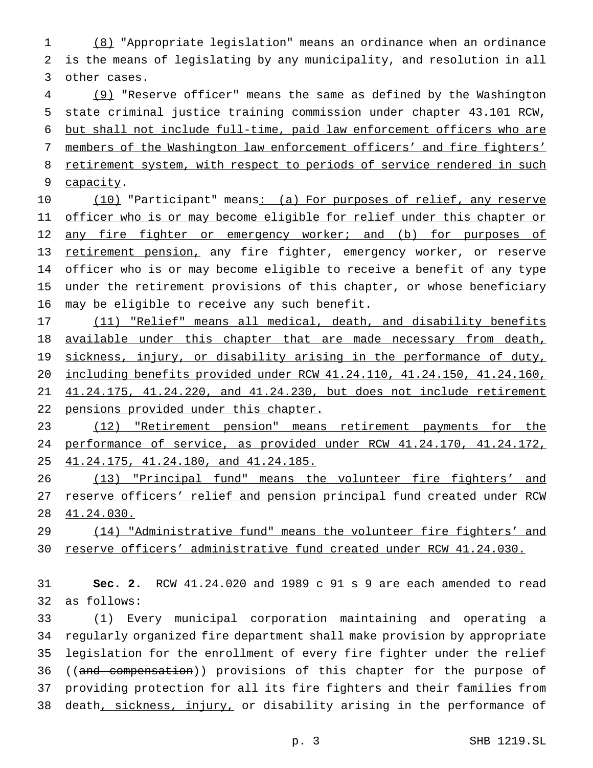(8) "Appropriate legislation" means an ordinance when an ordinance is the means of legislating by any municipality, and resolution in all other cases.

(9) "Reserve officer" means the same as defined by the Washington state criminal justice training commission under chapter 43.101 RCW, but shall not include full-time, paid law enforcement officers who are members of the Washington law enforcement officers' and fire fighters' retirement system, with respect to periods of service rendered in such capacity.

(10) "Participant" means: (a) For purposes of relief, any reserve officer who is or may become eligible for relief under this chapter or any fire fighter or emergency worker; and (b) for purposes of retirement pension, any fire fighter, emergency worker, or reserve officer who is or may become eligible to receive a benefit of any type under the retirement provisions of this chapter, or whose beneficiary may be eligible to receive any such benefit.

(11) "Relief" means all medical, death, and disability benefits available under this chapter that are made necessary from death, sickness, injury, or disability arising in the performance of duty, including benefits provided under RCW 41.24.110, 41.24.150, 41.24.160, 41.24.175, 41.24.220, and 41.24.230, but does not include retirement pensions provided under this chapter.

(12) "Retirement pension" means retirement payments for the performance of service, as provided under RCW 41.24.170, 41.24.172, 41.24.175, 41.24.180, and 41.24.185.

(13) "Principal fund" means the volunteer fire fighters' and reserve officers' relief and pension principal fund created under RCW 41.24.030.

(14) "Administrative fund" means the volunteer fire fighters' and reserve officers' administrative fund created under RCW 41.24.030.

**Sec. 2.** RCW 41.24.020 and 1989 c 91 s 9 are each amended to read as follows:

(1) Every municipal corporation maintaining and operating a regularly organized fire department shall make provision by appropriate legislation for the enrollment of every fire fighter under the relief ((~~and compensation~~)) provisions of this chapter for the purpose of providing protection for all its fire fighters and their families from death, sickness, injury, or disability arising in the performance of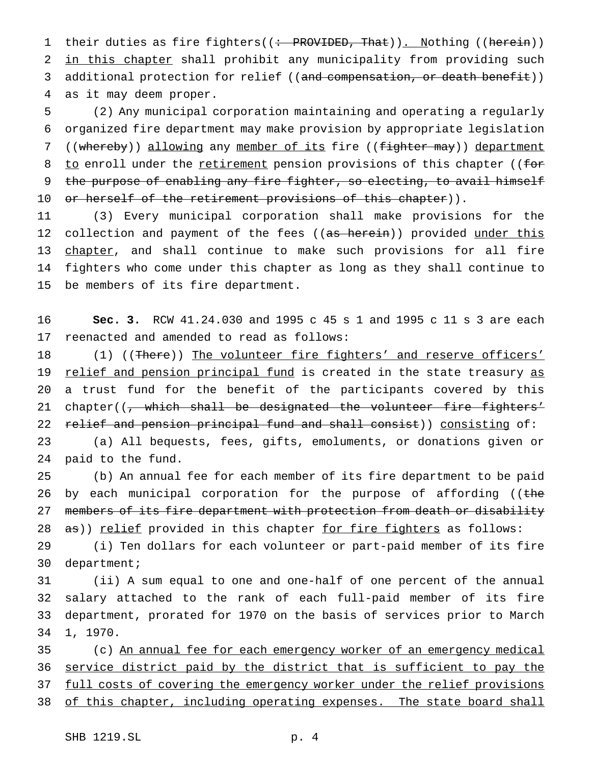their duties as fire fighters((~~: PROVIDED, That~~)). Nothing ((~~herein~~)) in this chapter shall prohibit any municipality from providing such additional protection for relief ((~~and compensation, or death benefit~~)) as it may deem proper.

(2) Any municipal corporation maintaining and operating a regularly organized fire department may make provision by appropriate legislation ((~~whereby~~)) allowing any member of its fire ((~~fighter may~~)) department to enroll under the retirement pension provisions of this chapter ((~~for the purpose of enabling any fire fighter, so electing, to avail himself or herself of the retirement provisions of this chapter~~)).

(3) Every municipal corporation shall make provisions for the collection and payment of the fees ((~~as herein~~)) provided under this chapter, and shall continue to make such provisions for all fire fighters who come under this chapter as long as they shall continue to be members of its fire department.

**Sec. 3.** RCW 41.24.030 and 1995 c 45 s 1 and 1995 c 11 s 3 are each reenacted and amended to read as follows:

(1) ((~~There~~)) The volunteer fire fighters' and reserve officers' relief and pension principal fund is created in the state treasury as a trust fund for the benefit of the participants covered by this chapter((~~, which shall be designated the volunteer fire fighters' relief and pension principal fund and shall consist~~)) consisting of:

(a) All bequests, fees, gifts, emoluments, or donations given or paid to the fund.

(b) An annual fee for each member of its fire department to be paid by each municipal corporation for the purpose of affording ((~~the members of its fire department with protection from death or disability as~~)) relief provided in this chapter for fire fighters as follows:

(i) Ten dollars for each volunteer or part-paid member of its fire department;

(ii) A sum equal to one and one-half of one percent of the annual salary attached to the rank of each full-paid member of its fire department, prorated for 1970 on the basis of services prior to March 1, 1970.

(c) An annual fee for each emergency worker of an emergency medical service district paid by the district that is sufficient to pay the full costs of covering the emergency worker under the relief provisions of this chapter, including operating expenses. The state board shall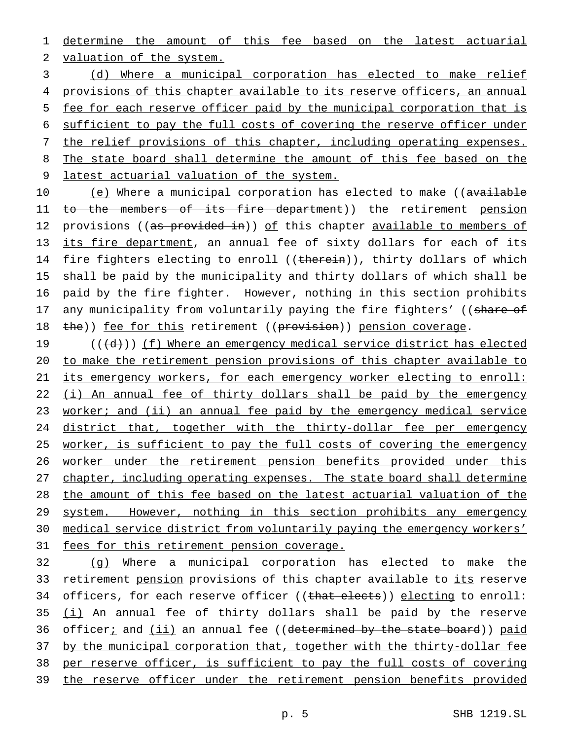determine the amount of this fee based on the latest actuarial valuation of the system.

(d) Where a municipal corporation has elected to make relief provisions of this chapter available to its reserve officers, an annual fee for each reserve officer paid by the municipal corporation that is sufficient to pay the full costs of covering the reserve officer under the relief provisions of this chapter, including operating expenses. The state board shall determine the amount of this fee based on the latest actuarial valuation of the system.

(e) Where a municipal corporation has elected to make ((available to the members of its fire department)) the retirement pension provisions ((as provided in)) of this chapter available to members of its fire department, an annual fee of sixty dollars for each of its fire fighters electing to enroll ((therein)), thirty dollars of which shall be paid by the municipality and thirty dollars of which shall be paid by the fire fighter. However, nothing in this section prohibits any municipality from voluntarily paying the fire fighters' ((share of the)) fee for this retirement ((provision)) pension coverage.

(((d))) (f) Where an emergency medical service district has elected to make the retirement pension provisions of this chapter available to its emergency workers, for each emergency worker electing to enroll: (i) An annual fee of thirty dollars shall be paid by the emergency worker; and (ii) an annual fee paid by the emergency medical service district that, together with the thirty-dollar fee per emergency worker, is sufficient to pay the full costs of covering the emergency worker under the retirement pension benefits provided under this chapter, including operating expenses. The state board shall determine the amount of this fee based on the latest actuarial valuation of the system. However, nothing in this section prohibits any emergency medical service district from voluntarily paying the emergency workers' fees for this retirement pension coverage.

(g) Where a municipal corporation has elected to make the retirement pension provisions of this chapter available to its reserve officers, for each reserve officer ((that elects)) electing to enroll: (i) An annual fee of thirty dollars shall be paid by the reserve officer; and (ii) an annual fee ((determined by the state board)) paid by the municipal corporation that, together with the thirty-dollar fee per reserve officer, is sufficient to pay the full costs of covering the reserve officer under the retirement pension benefits provided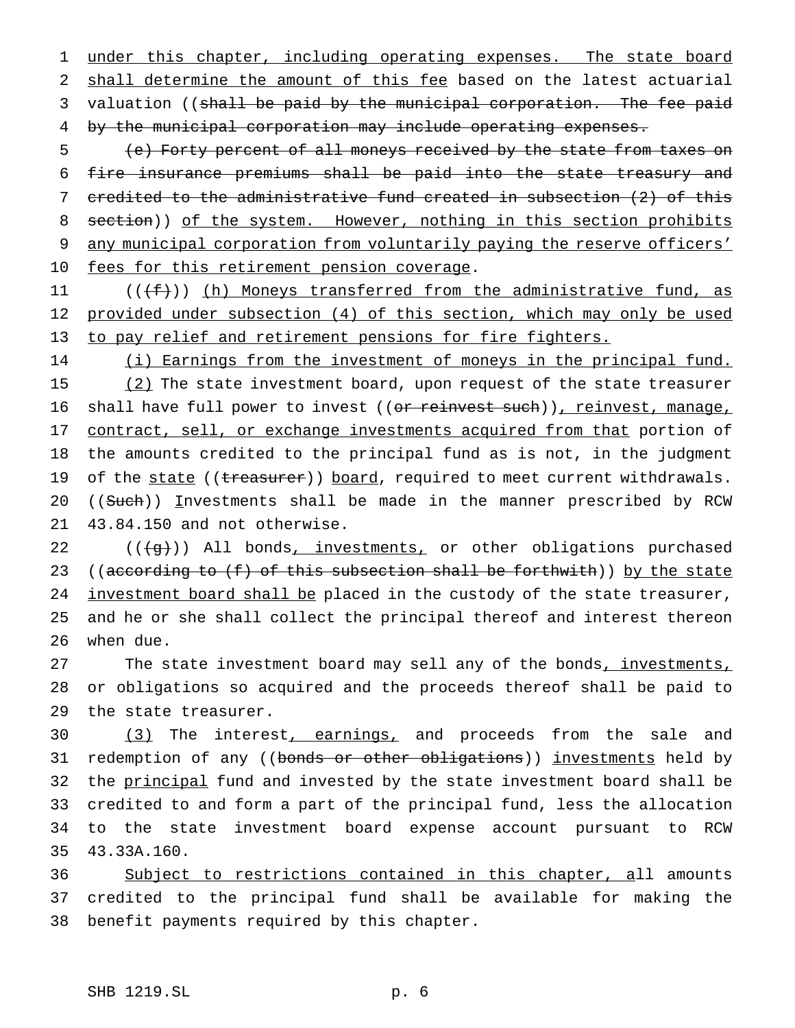under this chapter, including operating expenses. The state board shall determine the amount of this fee based on the latest actuarial valuation ((shall be paid by the municipal corporation. The fee paid by the municipal corporation may include operating expenses.

(e) Forty percent of all moneys received by the state from taxes on fire insurance premiums shall be paid into the state treasury and credited to the administrative fund created in subsection (2) of this section)) of the system. However, nothing in this section prohibits any municipal corporation from voluntarily paying the reserve officers' fees for this retirement pension coverage.

(((f))) (h) Moneys transferred from the administrative fund, as provided under subsection (4) of this section, which may only be used to pay relief and retirement pensions for fire fighters.

(i) Earnings from the investment of moneys in the principal fund.

(2) The state investment board, upon request of the state treasurer shall have full power to invest ((or reinvest such)), reinvest, manage, contract, sell, or exchange investments acquired from that portion of the amounts credited to the principal fund as is not, in the judgment of the state ((treasurer)) board, required to meet current withdrawals. ((Such)) Investments shall be made in the manner prescribed by RCW 43.84.150 and not otherwise.

(((g))) All bonds, investments, or other obligations purchased ((according to (f) of this subsection shall be forthwith)) by the state investment board shall be placed in the custody of the state treasurer, and he or she shall collect the principal thereof and interest thereon when due.

The state investment board may sell any of the bonds, investments, or obligations so acquired and the proceeds thereof shall be paid to the state treasurer.

(3) The interest, earnings, and proceeds from the sale and redemption of any ((bonds or other obligations)) investments held by the principal fund and invested by the state investment board shall be credited to and form a part of the principal fund, less the allocation to the state investment board expense account pursuant to RCW 43.33A.160.

Subject to restrictions contained in this chapter, all amounts credited to the principal fund shall be available for making the benefit payments required by this chapter.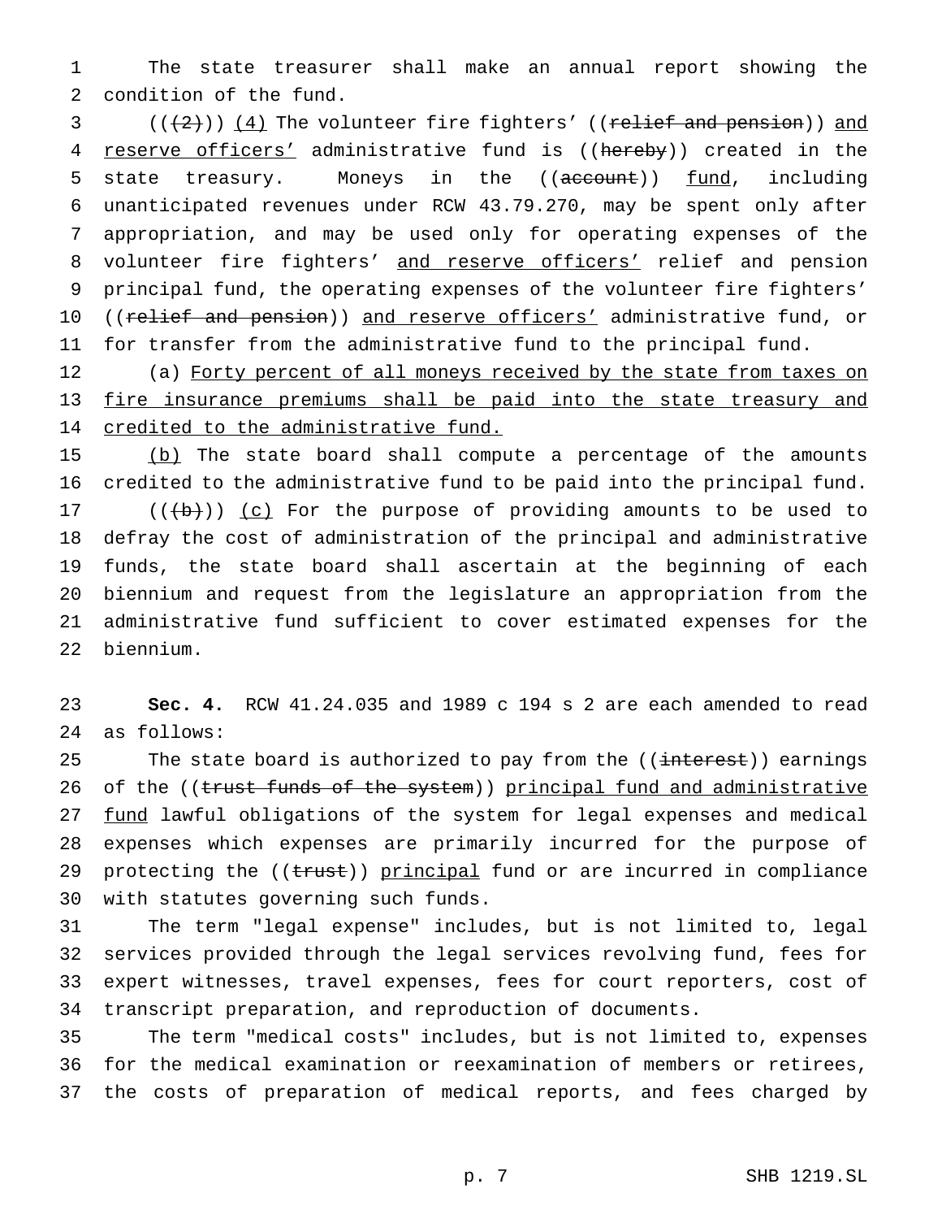The state treasurer shall make an annual report showing the condition of the fund.

(((2))) (4) The volunteer fire fighters' ((relief and pension)) and reserve officers' administrative fund is ((hereby)) created in the state treasury. Moneys in the ((account)) fund, including unanticipated revenues under RCW 43.79.270, may be spent only after appropriation, and may be used only for operating expenses of the volunteer fire fighters' and reserve officers' relief and pension principal fund, the operating expenses of the volunteer fire fighters' ((relief and pension)) and reserve officers' administrative fund, or for transfer from the administrative fund to the principal fund.

(a) Forty percent of all moneys received by the state from taxes on fire insurance premiums shall be paid into the state treasury and credited to the administrative fund.

(b) The state board shall compute a percentage of the amounts credited to the administrative fund to be paid into the principal fund.

(((b))) (c) For the purpose of providing amounts to be used to defray the cost of administration of the principal and administrative funds, the state board shall ascertain at the beginning of each biennium and request from the legislature an appropriation from the administrative fund sufficient to cover estimated expenses for the biennium.

**Sec. 4.** RCW 41.24.035 and 1989 c 194 s 2 are each amended to read as follows:

The state board is authorized to pay from the ((interest)) earnings of the ((trust funds of the system)) principal fund and administrative fund lawful obligations of the system for legal expenses and medical expenses which expenses are primarily incurred for the purpose of protecting the ((trust)) principal fund or are incurred in compliance with statutes governing such funds.

The term "legal expense" includes, but is not limited to, legal services provided through the legal services revolving fund, fees for expert witnesses, travel expenses, fees for court reporters, cost of transcript preparation, and reproduction of documents.

The term "medical costs" includes, but is not limited to, expenses for the medical examination or reexamination of members or retirees, the costs of preparation of medical reports, and fees charged by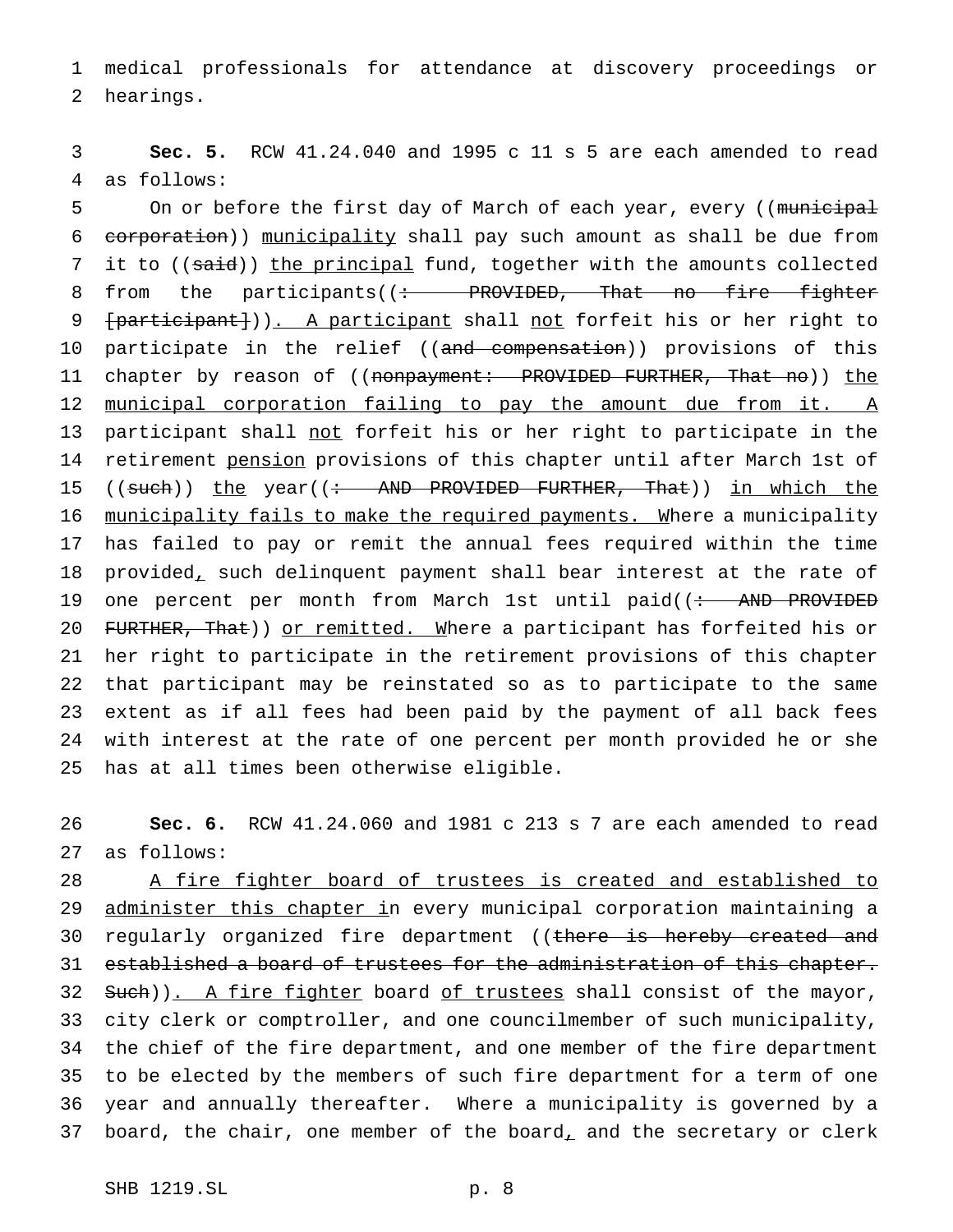medical professionals for attendance at discovery proceedings or hearings.

**Sec. 5.** RCW 41.24.040 and 1995 c 11 s 5 are each amended to read as follows:

On or before the first day of March of each year, every ((~~municipal corporation~~)) municipality shall pay such amount as shall be due from it to ((~~said~~)) the principal fund, together with the amounts collected from the participants((~~: PROVIDED, That no fire fighter [participant]~~)). A participant shall not forfeit his or her right to participate in the relief ((~~and compensation~~)) provisions of this chapter by reason of ((~~nonpayment: PROVIDED FURTHER, That no~~)) the municipal corporation failing to pay the amount due from it. A participant shall not forfeit his or her right to participate in the retirement pension provisions of this chapter until after March 1st of ((~~such~~)) the year((~~: AND PROVIDED FURTHER, That~~)) in which the municipality fails to make the required payments. Where a municipality has failed to pay or remit the annual fees required within the time provided, such delinquent payment shall bear interest at the rate of one percent per month from March 1st until paid((~~: AND PROVIDED FURTHER, That~~)) or remitted. Where a participant has forfeited his or her right to participate in the retirement provisions of this chapter that participant may be reinstated so as to participate to the same extent as if all fees had been paid by the payment of all back fees with interest at the rate of one percent per month provided he or she has at all times been otherwise eligible.

**Sec. 6.** RCW 41.24.060 and 1981 c 213 s 7 are each amended to read as follows:

A fire fighter board of trustees is created and established to administer this chapter in every municipal corporation maintaining a regularly organized fire department ((~~there is hereby created and established a board of trustees for the administration of this chapter. Such~~)). A fire fighter board of trustees shall consist of the mayor, city clerk or comptroller, and one councilmember of such municipality, the chief of the fire department, and one member of the fire department to be elected by the members of such fire department for a term of one year and annually thereafter. Where a municipality is governed by a board, the chair, one member of the board, and the secretary or clerk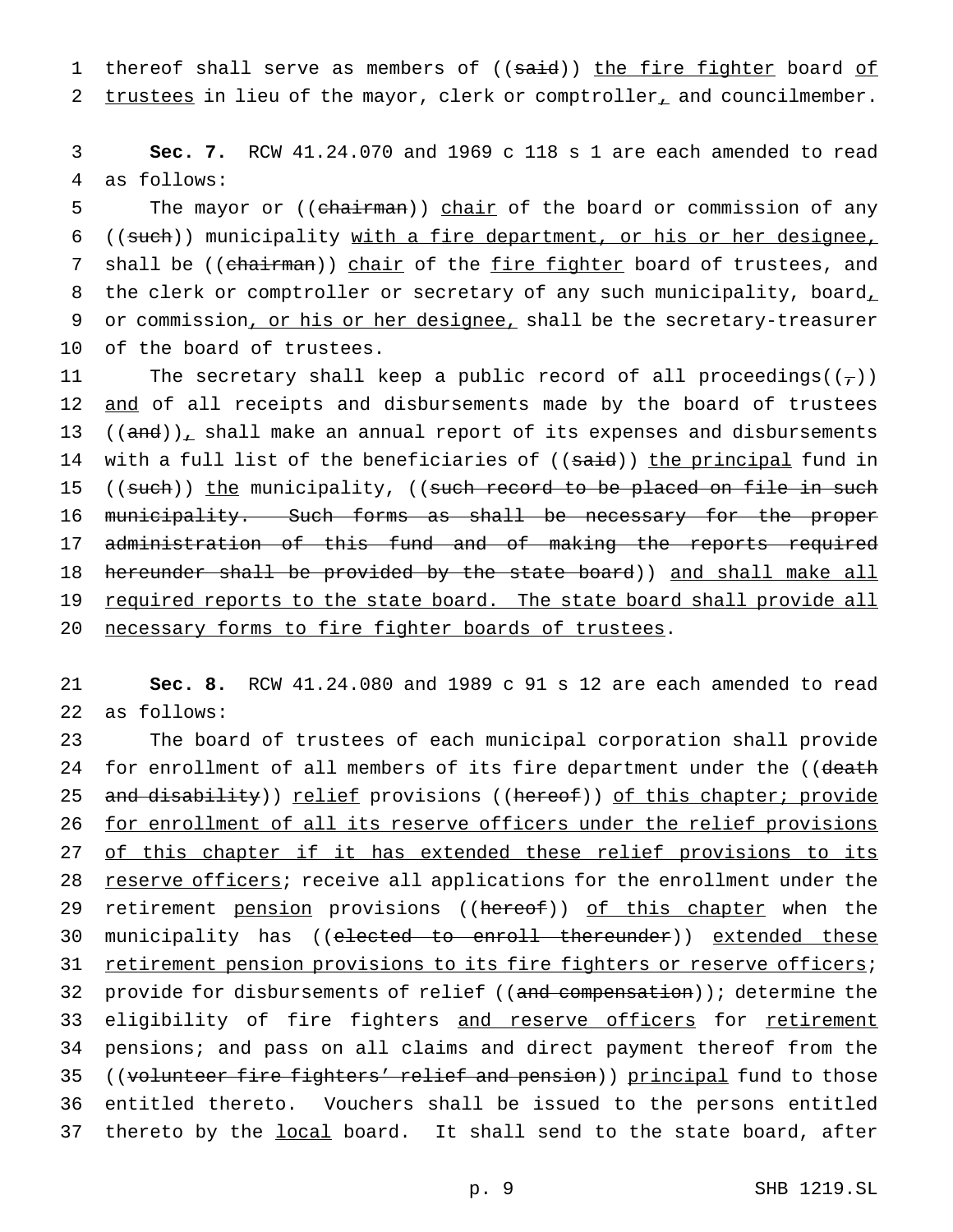thereof shall serve as members of ((said)) the fire fighter board of trustees in lieu of the mayor, clerk or comptroller, and councilmember.

**Sec. 7.** RCW 41.24.070 and 1969 c 118 s 1 are each amended to read as follows:

The mayor or ((chairman)) chair of the board or commission of any ((such)) municipality with a fire department, or his or her designee, shall be ((chairman)) chair of the fire fighter board of trustees, and the clerk or comptroller or secretary of any such municipality, board, or commission, or his or her designee, shall be the secretary-treasurer of the board of trustees.

The secretary shall keep a public record of all proceedings((,)) and of all receipts and disbursements made by the board of trustees ((and)), shall make an annual report of its expenses and disbursements with a full list of the beneficiaries of ((said)) the principal fund in ((such)) the municipality, ((such record to be placed on file in such municipality. Such forms as shall be necessary for the proper administration of this fund and of making the reports required hereunder shall be provided by the state board)) and shall make all required reports to the state board. The state board shall provide all necessary forms to fire fighter boards of trustees.

**Sec. 8.** RCW 41.24.080 and 1989 c 91 s 12 are each amended to read as follows:

The board of trustees of each municipal corporation shall provide for enrollment of all members of its fire department under the ((death and disability)) relief provisions ((hereof)) of this chapter; provide for enrollment of all its reserve officers under the relief provisions of this chapter if it has extended these relief provisions to its reserve officers; receive all applications for the enrollment under the retirement pension provisions ((hereof)) of this chapter when the municipality has ((elected to enroll thereunder)) extended these retirement pension provisions to its fire fighters or reserve officers; provide for disbursements of relief ((and compensation)); determine the eligibility of fire fighters and reserve officers for retirement pensions; and pass on all claims and direct payment thereof from the ((volunteer fire fighters' relief and pension)) principal fund to those entitled thereto. Vouchers shall be issued to the persons entitled thereto by the local board. It shall send to the state board, after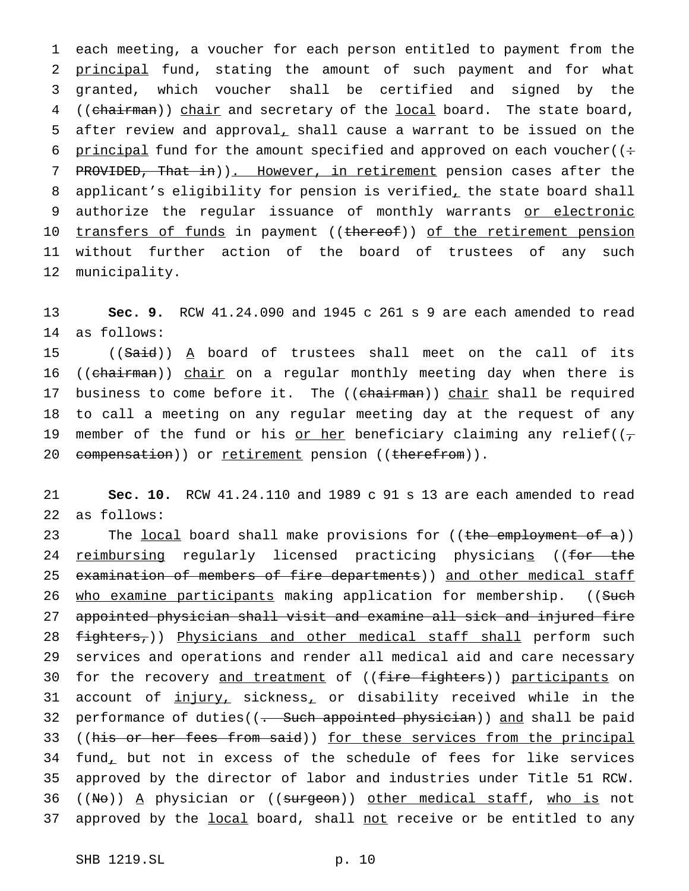each meeting, a voucher for each person entitled to payment from the principal fund, stating the amount of such payment and for what granted, which voucher shall be certified and signed by the ((chairman)) chair and secretary of the local board. The state board, after review and approval, shall cause a warrant to be issued on the principal fund for the amount specified and approved on each voucher((: PROVIDED, That in)). However, in retirement pension cases after the applicant's eligibility for pension is verified, the state board shall authorize the regular issuance of monthly warrants or electronic transfers of funds in payment ((thereof)) of the retirement pension without further action of the board of trustees of any such municipality.

**Sec. 9.** RCW 41.24.090 and 1945 c 261 s 9 are each amended to read as follows:

((Said)) A board of trustees shall meet on the call of its ((chairman)) chair on a regular monthly meeting day when there is business to come before it. The ((chairman)) chair shall be required to call a meeting on any regular meeting day at the request of any member of the fund or his or her beneficiary claiming any relief((, compensation)) or retirement pension ((therefrom)).

**Sec. 10.** RCW 41.24.110 and 1989 c 91 s 13 are each amended to read as follows:

The local board shall make provisions for ((the employment of a)) reimbursing regularly licensed practicing physicians ((for the examination of members of fire departments)) and other medical staff who examine participants making application for membership. ((Such appointed physician shall visit and examine all sick and injured fire fighters,)) Physicians and other medical staff shall perform such services and operations and render all medical aid and care necessary for the recovery and treatment of ((fire fighters)) participants on account of injury, sickness, or disability received while in the performance of duties((. Such appointed physician)) and shall be paid ((his or her fees from said)) for these services from the principal fund, but not in excess of the schedule of fees for like services approved by the director of labor and industries under Title 51 RCW. ((No)) A physician or ((surgeon)) other medical staff, who is not approved by the local board, shall not receive or be entitled to any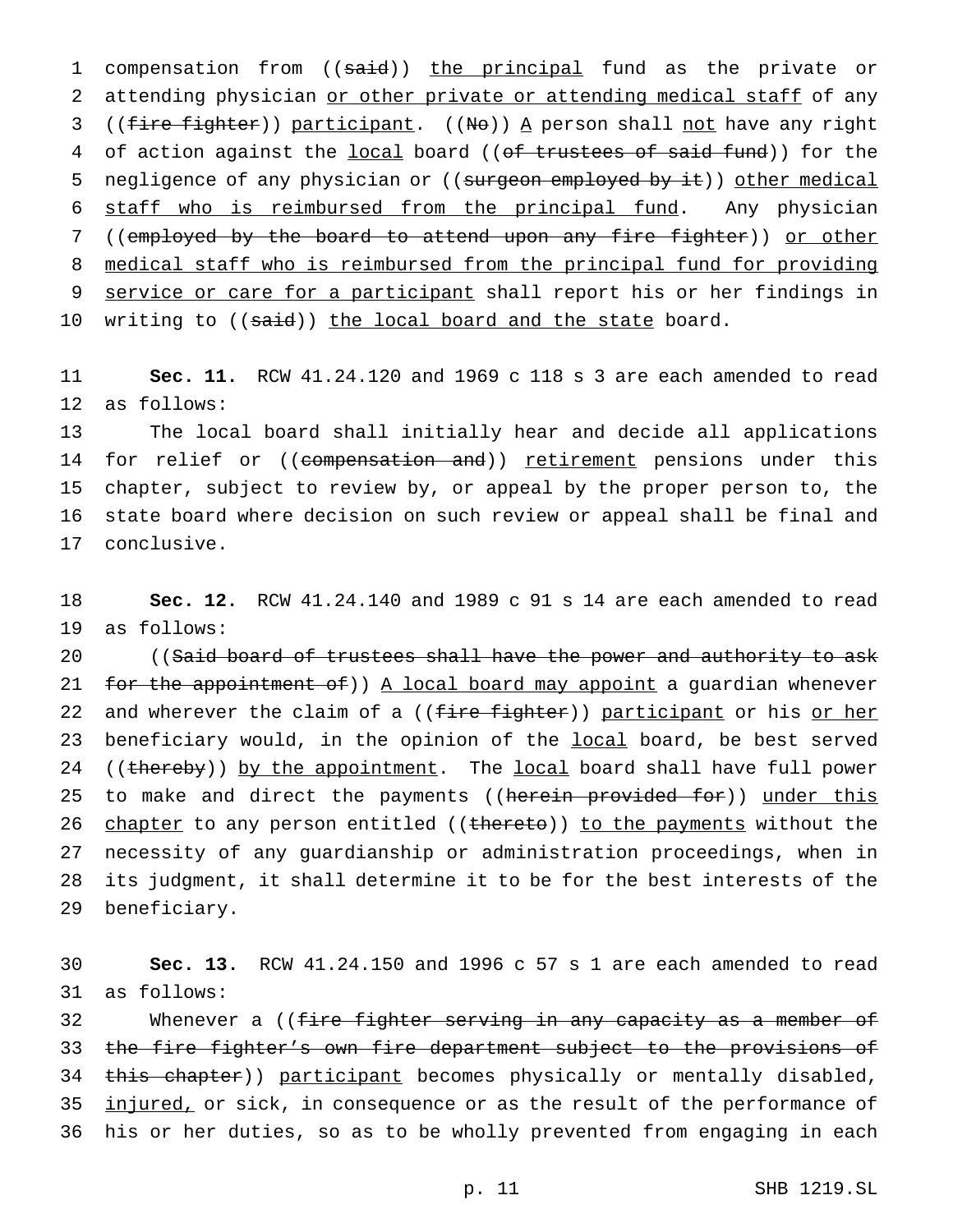compensation from ((~~said~~)) <u>the principal</u> fund as the private or attending physician <u>or other private or attending medical staff</u> of any ((~~fire fighter~~)) <u>participant</u>. ((~~No~~)) <u>A</u> person shall <u>not</u> have any right of action against the <u>local</u> board ((~~of trustees of said fund~~)) for the negligence of any physician or ((~~surgeon employed by it~~)) <u>other medical staff who is reimbursed from the principal fund</u>. Any physician ((~~employed by the board to attend upon any fire fighter~~)) <u>or other medical staff who is reimbursed from the principal fund for providing service or care for a participant</u> shall report his or her findings in writing to ((~~said~~)) <u>the local board and the state</u> board.

**Sec. 11.** RCW 41.24.120 and 1969 c 118 s 3 are each amended to read as follows:

The local board shall initially hear and decide all applications for relief or ((~~compensation and~~)) <u>retirement</u> pensions under this chapter, subject to review by, or appeal by the proper person to, the state board where decision on such review or appeal shall be final and conclusive.

**Sec. 12.** RCW 41.24.140 and 1989 c 91 s 14 are each amended to read as follows:

((~~Said board of trustees shall have the power and authority to ask for the appointment of~~)) <u>A local board may appoint</u> a guardian whenever and wherever the claim of a ((~~fire fighter~~)) <u>participant</u> or his <u>or her</u> beneficiary would, in the opinion of the <u>local</u> board, be best served ((~~thereby~~)) <u>by the appointment</u>. The <u>local</u> board shall have full power to make and direct the payments ((~~herein provided for~~)) <u>under this chapter</u> to any person entitled ((~~thereto~~)) <u>to the payments</u> without the necessity of any guardianship or administration proceedings, when in its judgment, it shall determine it to be for the best interests of the beneficiary.

**Sec. 13.** RCW 41.24.150 and 1996 c 57 s 1 are each amended to read as follows:

Whenever a ((~~fire fighter serving in any capacity as a member of the fire fighter's own fire department subject to the provisions of this chapter~~)) <u>participant</u> becomes physically or mentally disabled, <u>injured,</u> or sick, in consequence or as the result of the performance of his or her duties, so as to be wholly prevented from engaging in each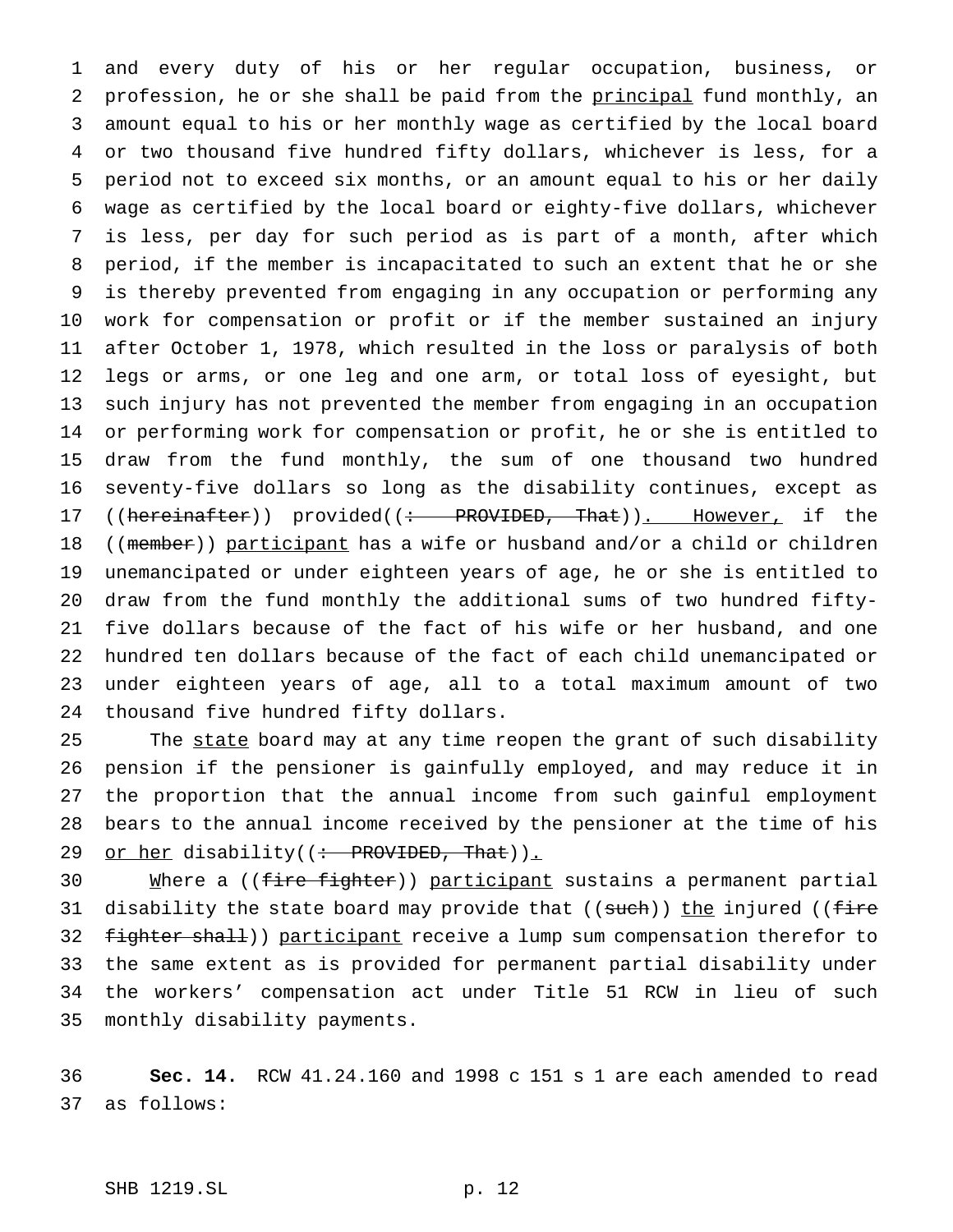and every duty of his or her regular occupation, business, or profession, he or she shall be paid from the principal fund monthly, an amount equal to his or her monthly wage as certified by the local board or two thousand five hundred fifty dollars, whichever is less, for a period not to exceed six months, or an amount equal to his or her daily wage as certified by the local board or eighty-five dollars, whichever is less, per day for such period as is part of a month, after which period, if the member is incapacitated to such an extent that he or she is thereby prevented from engaging in any occupation or performing any work for compensation or profit or if the member sustained an injury after October 1, 1978, which resulted in the loss or paralysis of both legs or arms, or one leg and one arm, or total loss of eyesight, but such injury has not prevented the member from engaging in an occupation or performing work for compensation or profit, he or she is entitled to draw from the fund monthly, the sum of one thousand two hundred seventy-five dollars so long as the disability continues, except as ((~~hereinafter~~)) provided((~~: PROVIDED, That~~)). However, if the ((~~member~~)) participant has a wife or husband and/or a child or children unemancipated or under eighteen years of age, he or she is entitled to draw from the fund monthly the additional sums of two hundred fifty-five dollars because of the fact of his wife or her husband, and one hundred ten dollars because of the fact of each child unemancipated or under eighteen years of age, all to a total maximum amount of two thousand five hundred fifty dollars.

The state board may at any time reopen the grant of such disability pension if the pensioner is gainfully employed, and may reduce it in the proportion that the annual income from such gainful employment bears to the annual income received by the pensioner at the time of his or her disability((~~: PROVIDED, That~~)).

Where a ((~~fire fighter~~)) participant sustains a permanent partial disability the state board may provide that ((~~such~~)) the injured ((~~fire fighter shall~~)) participant receive a lump sum compensation therefor to the same extent as is provided for permanent partial disability under the workers' compensation act under Title 51 RCW in lieu of such monthly disability payments.

**Sec. 14.** RCW 41.24.160 and 1998 c 151 s 1 are each amended to read as follows: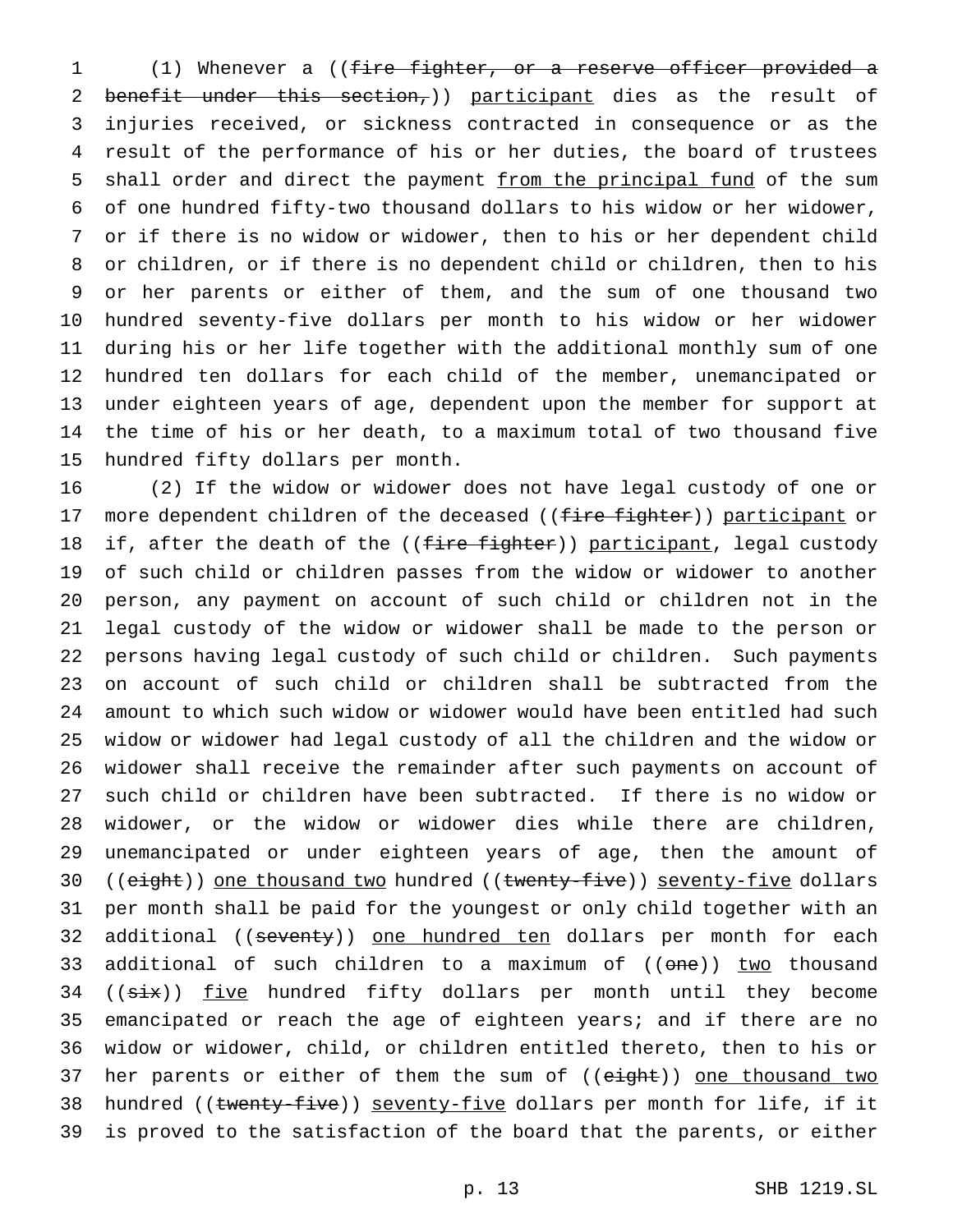(1) Whenever a ((~~fire fighter, or a reserve officer provided a benefit under this section,~~)) <u>participant</u> dies as the result of injuries received, or sickness contracted in consequence or as the result of the performance of his or her duties, the board of trustees shall order and direct the payment <u>from the principal fund</u> of the sum of one hundred fifty-two thousand dollars to his widow or her widower, or if there is no widow or widower, then to his or her dependent child or children, or if there is no dependent child or children, then to his or her parents or either of them, and the sum of one thousand two hundred seventy-five dollars per month to his widow or her widower during his or her life together with the additional monthly sum of one hundred ten dollars for each child of the member, unemancipated or under eighteen years of age, dependent upon the member for support at the time of his or her death, to a maximum total of two thousand five hundred fifty dollars per month.

(2) If the widow or widower does not have legal custody of one or more dependent children of the deceased ((~~fire fighter~~)) <u>participant</u> or if, after the death of the ((~~fire fighter~~)) <u>participant</u>, legal custody of such child or children passes from the widow or widower to another person, any payment on account of such child or children not in the legal custody of the widow or widower shall be made to the person or persons having legal custody of such child or children. Such payments on account of such child or children shall be subtracted from the amount to which such widow or widower would have been entitled had such widow or widower had legal custody of all the children and the widow or widower shall receive the remainder after such payments on account of such child or children have been subtracted. If there is no widow or widower, or the widow or widower dies while there are children, unemancipated or under eighteen years of age, then the amount of ((~~eight~~)) <u>one thousand two</u> hundred ((~~twenty-five~~)) <u>seventy-five</u> dollars per month shall be paid for the youngest or only child together with an additional ((~~seventy~~)) <u>one hundred ten</u> dollars per month for each additional of such children to a maximum of ((~~one~~)) <u>two</u> thousand ((~~six~~)) <u>five</u> hundred fifty dollars per month until they become emancipated or reach the age of eighteen years; and if there are no widow or widower, child, or children entitled thereto, then to his or her parents or either of them the sum of ((~~eight~~)) <u>one thousand two</u> hundred ((~~twenty-five~~)) <u>seventy-five</u> dollars per month for life, if it is proved to the satisfaction of the board that the parents, or either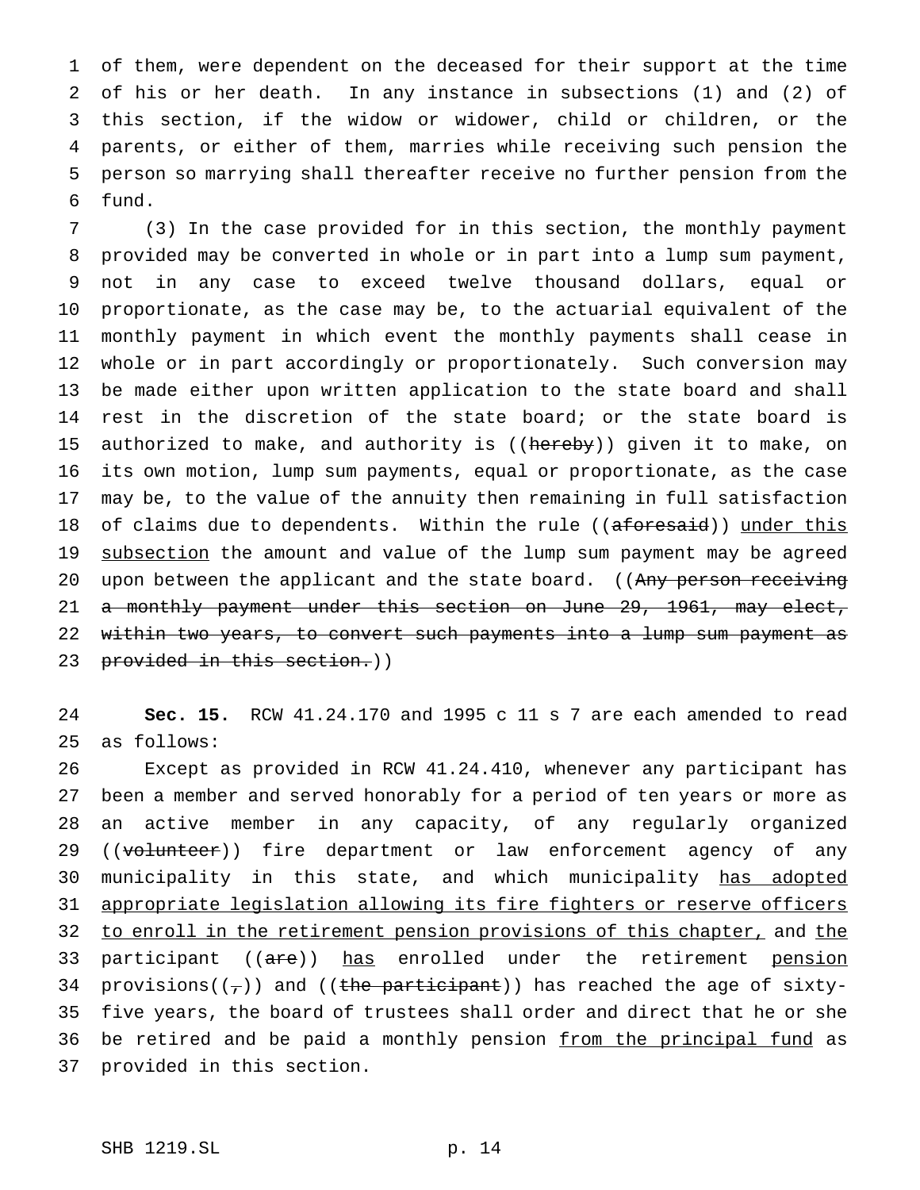of them, were dependent on the deceased for their support at the time of his or her death. In any instance in subsections (1) and (2) of this section, if the widow or widower, child or children, or the parents, or either of them, marries while receiving such pension the person so marrying shall thereafter receive no further pension from the fund.

(3) In the case provided for in this section, the monthly payment provided may be converted in whole or in part into a lump sum payment, not in any case to exceed twelve thousand dollars, equal or proportionate, as the case may be, to the actuarial equivalent of the monthly payment in which event the monthly payments shall cease in whole or in part accordingly or proportionately. Such conversion may be made either upon written application to the state board and shall rest in the discretion of the state board; or the state board is authorized to make, and authority is ((~~hereby~~)) given it to make, on its own motion, lump sum payments, equal or proportionate, as the case may be, to the value of the annuity then remaining in full satisfaction of claims due to dependents. Within the rule ((~~aforesaid~~)) under this subsection the amount and value of the lump sum payment may be agreed upon between the applicant and the state board. ((~~Any person receiving a monthly payment under this section on June 29, 1961, may elect, within two years, to convert such payments into a lump sum payment as provided in this section.~~))

**Sec. 15.** RCW 41.24.170 and 1995 c 11 s 7 are each amended to read as follows:

Except as provided in RCW 41.24.410, whenever any participant has been a member and served honorably for a period of ten years or more as an active member in any capacity, of any regularly organized ((~~volunteer~~)) fire department or law enforcement agency of any municipality in this state, and which municipality has adopted appropriate legislation allowing its fire fighters or reserve officers to enroll in the retirement pension provisions of this chapter, and the participant ((~~are~~)) has enrolled under the retirement pension provisions((~~,~~)) and ((~~the participant~~)) has reached the age of sixty-five years, the board of trustees shall order and direct that he or she be retired and be paid a monthly pension from the principal fund as provided in this section.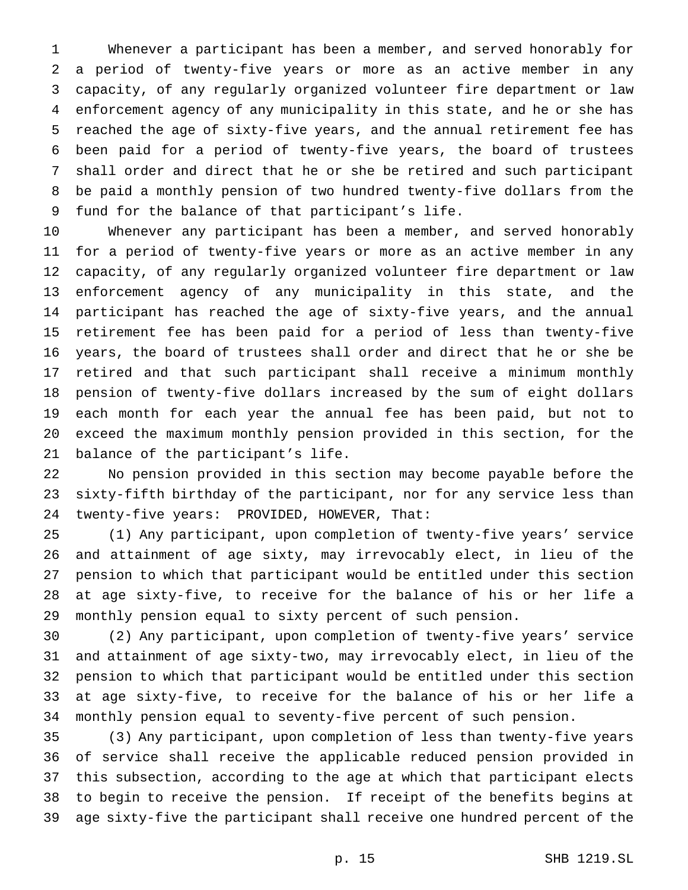Whenever a participant has been a member, and served honorably for a period of twenty-five years or more as an active member in any capacity, of any regularly organized volunteer fire department or law enforcement agency of any municipality in this state, and he or she has reached the age of sixty-five years, and the annual retirement fee has been paid for a period of twenty-five years, the board of trustees shall order and direct that he or she be retired and such participant be paid a monthly pension of two hundred twenty-five dollars from the fund for the balance of that participant's life.

Whenever any participant has been a member, and served honorably for a period of twenty-five years or more as an active member in any capacity, of any regularly organized volunteer fire department or law enforcement agency of any municipality in this state, and the participant has reached the age of sixty-five years, and the annual retirement fee has been paid for a period of less than twenty-five years, the board of trustees shall order and direct that he or she be retired and that such participant shall receive a minimum monthly pension of twenty-five dollars increased by the sum of eight dollars each month for each year the annual fee has been paid, but not to exceed the maximum monthly pension provided in this section, for the balance of the participant's life.

No pension provided in this section may become payable before the sixty-fifth birthday of the participant, nor for any service less than twenty-five years: PROVIDED, HOWEVER, That:

(1) Any participant, upon completion of twenty-five years' service and attainment of age sixty, may irrevocably elect, in lieu of the pension to which that participant would be entitled under this section at age sixty-five, to receive for the balance of his or her life a monthly pension equal to sixty percent of such pension.

(2) Any participant, upon completion of twenty-five years' service and attainment of age sixty-two, may irrevocably elect, in lieu of the pension to which that participant would be entitled under this section at age sixty-five, to receive for the balance of his or her life a monthly pension equal to seventy-five percent of such pension.

(3) Any participant, upon completion of less than twenty-five years of service shall receive the applicable reduced pension provided in this subsection, according to the age at which that participant elects to begin to receive the pension. If receipt of the benefits begins at age sixty-five the participant shall receive one hundred percent of the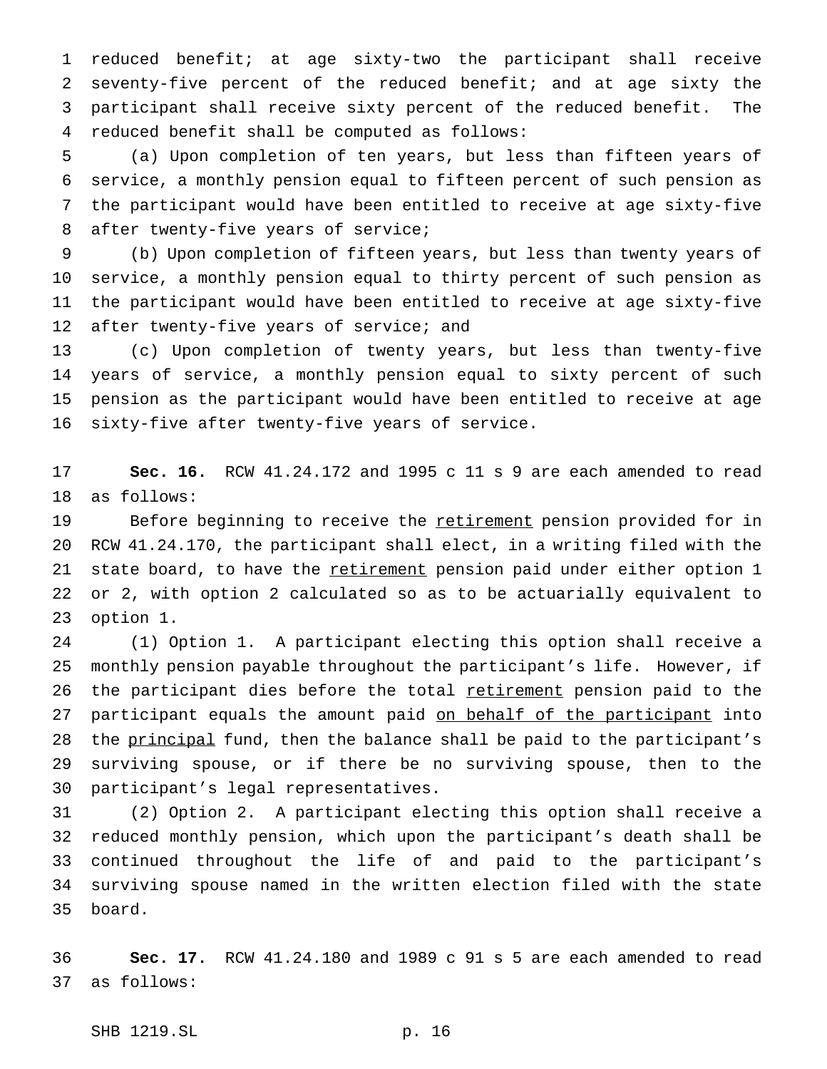reduced benefit; at age sixty-two the participant shall receive seventy-five percent of the reduced benefit; and at age sixty the participant shall receive sixty percent of the reduced benefit. The reduced benefit shall be computed as follows:

(a) Upon completion of ten years, but less than fifteen years of service, a monthly pension equal to fifteen percent of such pension as the participant would have been entitled to receive at age sixty-five after twenty-five years of service;

(b) Upon completion of fifteen years, but less than twenty years of service, a monthly pension equal to thirty percent of such pension as the participant would have been entitled to receive at age sixty-five after twenty-five years of service; and

(c) Upon completion of twenty years, but less than twenty-five years of service, a monthly pension equal to sixty percent of such pension as the participant would have been entitled to receive at age sixty-five after twenty-five years of service.

**Sec. 16.** RCW 41.24.172 and 1995 c 11 s 9 are each amended to read as follows:

Before beginning to receive the retirement pension provided for in RCW 41.24.170, the participant shall elect, in a writing filed with the state board, to have the retirement pension paid under either option 1 or 2, with option 2 calculated so as to be actuarially equivalent to option 1.

(1) Option 1. A participant electing this option shall receive a monthly pension payable throughout the participant's life. However, if the participant dies before the total retirement pension paid to the participant equals the amount paid on behalf of the participant into the principal fund, then the balance shall be paid to the participant's surviving spouse, or if there be no surviving spouse, then to the participant's legal representatives.

(2) Option 2. A participant electing this option shall receive a reduced monthly pension, which upon the participant's death shall be continued throughout the life of and paid to the participant's surviving spouse named in the written election filed with the state board.

**Sec. 17.** RCW 41.24.180 and 1989 c 91 s 5 are each amended to read as follows: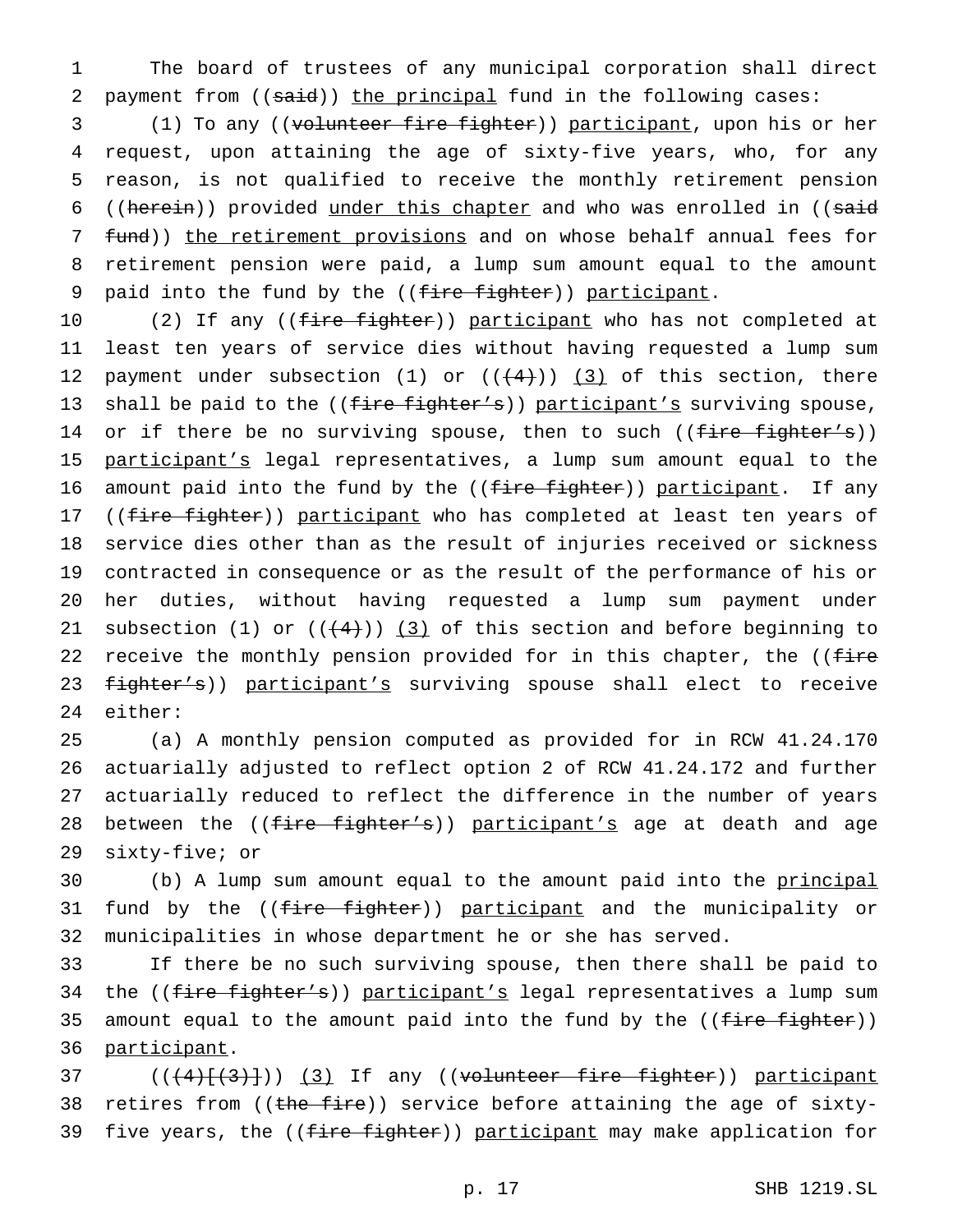The board of trustees of any municipal corporation shall direct payment from ((said)) the principal fund in the following cases:

(1) To any ((volunteer fire fighter)) participant, upon his or her request, upon attaining the age of sixty-five years, who, for any reason, is not qualified to receive the monthly retirement pension ((herein)) provided under this chapter and who was enrolled in ((said fund)) the retirement provisions and on whose behalf annual fees for retirement pension were paid, a lump sum amount equal to the amount paid into the fund by the ((fire fighter)) participant.

(2) If any ((fire fighter)) participant who has not completed at least ten years of service dies without having requested a lump sum payment under subsection (1) or (((4))) (3) of this section, there shall be paid to the ((fire fighter's)) participant's surviving spouse, or if there be no surviving spouse, then to such ((fire fighter's)) participant's legal representatives, a lump sum amount equal to the amount paid into the fund by the ((fire fighter)) participant. If any ((fire fighter)) participant who has completed at least ten years of service dies other than as the result of injuries received or sickness contracted in consequence or as the result of the performance of his or her duties, without having requested a lump sum payment under subsection (1) or (((4))) (3) of this section and before beginning to receive the monthly pension provided for in this chapter, the ((fire fighter's)) participant's surviving spouse shall elect to receive either:

(a) A monthly pension computed as provided for in RCW 41.24.170 actuarially adjusted to reflect option 2 of RCW 41.24.172 and further actuarially reduced to reflect the difference in the number of years between the ((fire fighter's)) participant's age at death and age sixty-five; or

(b) A lump sum amount equal to the amount paid into the principal fund by the ((fire fighter)) participant and the municipality or municipalities in whose department he or she has served.

If there be no such surviving spouse, then there shall be paid to the ((fire fighter's)) participant's legal representatives a lump sum amount equal to the amount paid into the fund by the ((fire fighter)) participant.

(((4)[(3)])) (3) If any ((volunteer fire fighter)) participant retires from ((the fire)) service before attaining the age of sixty-five years, the ((fire fighter)) participant may make application for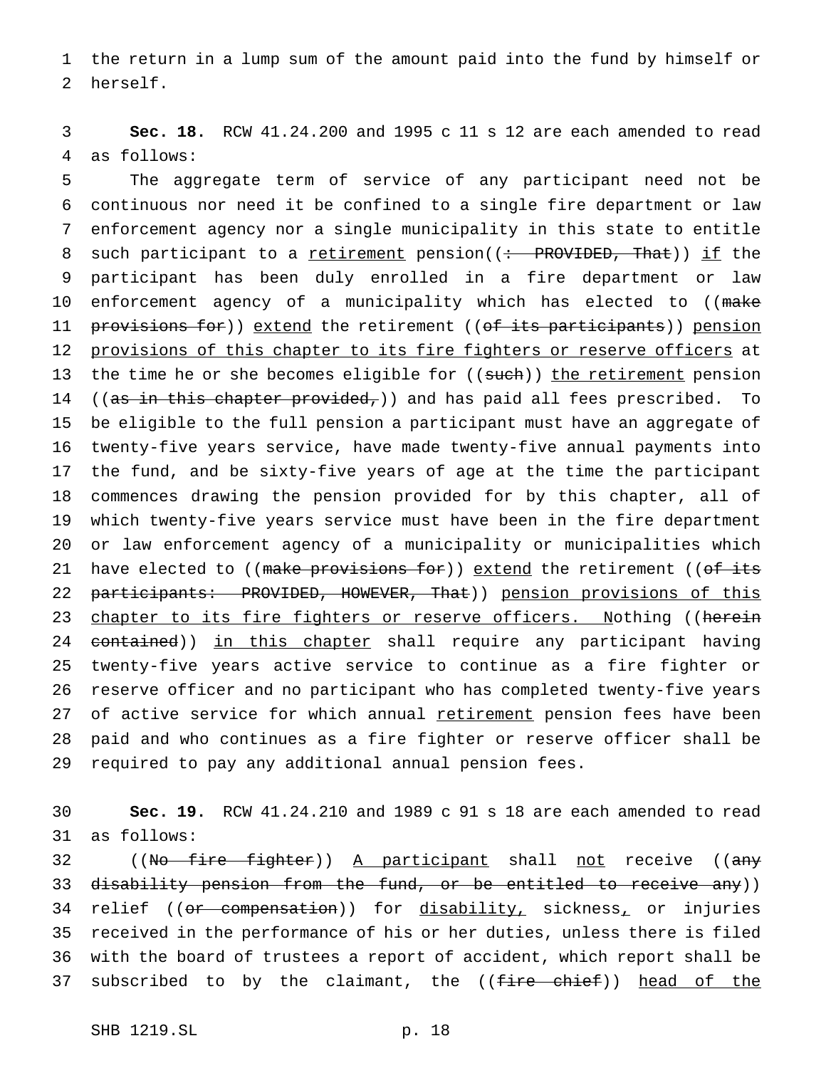the return in a lump sum of the amount paid into the fund by himself or herself.

**Sec. 18.** RCW 41.24.200 and 1995 c 11 s 12 are each amended to read as follows:

The aggregate term of service of any participant need not be continuous nor need it be confined to a single fire department or law enforcement agency nor a single municipality in this state to entitle such participant to a retirement pension((: PROVIDED, That)) if the participant has been duly enrolled in a fire department or law enforcement agency of a municipality which has elected to ((make provisions for)) extend the retirement ((of its participants)) pension provisions of this chapter to its fire fighters or reserve officers at the time he or she becomes eligible for ((such)) the retirement pension ((as in this chapter provided,)) and has paid all fees prescribed. To be eligible to the full pension a participant must have an aggregate of twenty-five years service, have made twenty-five annual payments into the fund, and be sixty-five years of age at the time the participant commences drawing the pension provided for by this chapter, all of which twenty-five years service must have been in the fire department or law enforcement agency of a municipality or municipalities which have elected to ((make provisions for)) extend the retirement ((of its participants: PROVIDED, HOWEVER, That)) pension provisions of this chapter to its fire fighters or reserve officers. Nothing ((herein contained)) in this chapter shall require any participant having twenty-five years active service to continue as a fire fighter or reserve officer and no participant who has completed twenty-five years of active service for which annual retirement pension fees have been paid and who continues as a fire fighter or reserve officer shall be required to pay any additional annual pension fees.

**Sec. 19.** RCW 41.24.210 and 1989 c 91 s 18 are each amended to read as follows:

((No fire fighter)) A participant shall not receive ((any disability pension from the fund, or be entitled to receive any)) relief ((or compensation)) for disability, sickness, or injuries received in the performance of his or her duties, unless there is filed with the board of trustees a report of accident, which report shall be subscribed to by the claimant, the ((fire chief)) head of the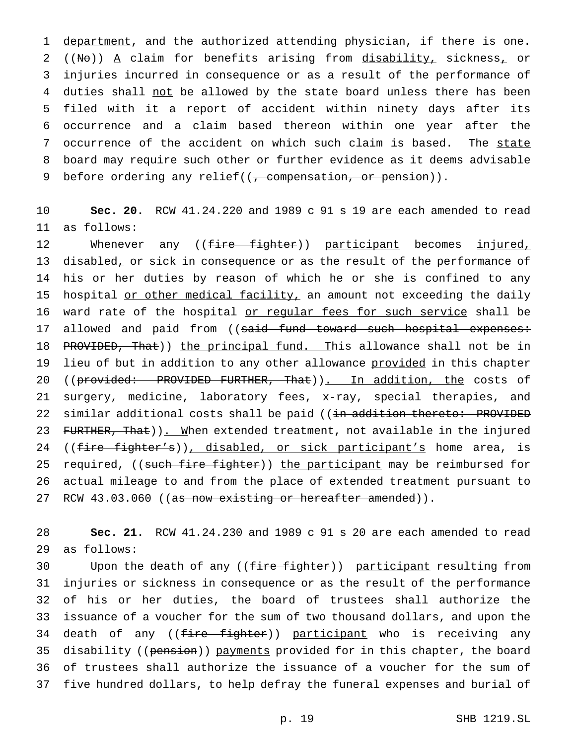department, and the authorized attending physician, if there is one. ((No)) A claim for benefits arising from disability, sickness, or injuries incurred in consequence or as a result of the performance of duties shall not be allowed by the state board unless there has been filed with it a report of accident within ninety days after its occurrence and a claim based thereon within one year after the occurrence of the accident on which such claim is based. The state board may require such other or further evidence as it deems advisable before ordering any relief((, compensation, or pension)).

**Sec. 20.** RCW 41.24.220 and 1989 c 91 s 19 are each amended to read as follows:

Whenever any ((fire fighter)) participant becomes injured, disabled, or sick in consequence or as the result of the performance of his or her duties by reason of which he or she is confined to any hospital or other medical facility, an amount not exceeding the daily ward rate of the hospital or regular fees for such service shall be allowed and paid from ((said fund toward such hospital expenses: PROVIDED, That)) the principal fund. This allowance shall not be in lieu of but in addition to any other allowance provided in this chapter ((provided: PROVIDED FURTHER, That)). In addition, the costs of surgery, medicine, laboratory fees, x-ray, special therapies, and similar additional costs shall be paid ((in addition thereto: PROVIDED FURTHER, That)). When extended treatment, not available in the injured ((fire fighter's)), disabled, or sick participant's home area, is required, ((such fire fighter)) the participant may be reimbursed for actual mileage to and from the place of extended treatment pursuant to RCW 43.03.060 ((as now existing or hereafter amended)).

**Sec. 21.** RCW 41.24.230 and 1989 c 91 s 20 are each amended to read as follows:

Upon the death of any ((fire fighter)) participant resulting from injuries or sickness in consequence or as the result of the performance of his or her duties, the board of trustees shall authorize the issuance of a voucher for the sum of two thousand dollars, and upon the death of any ((fire fighter)) participant who is receiving any disability ((pension)) payments provided for in this chapter, the board of trustees shall authorize the issuance of a voucher for the sum of five hundred dollars, to help defray the funeral expenses and burial of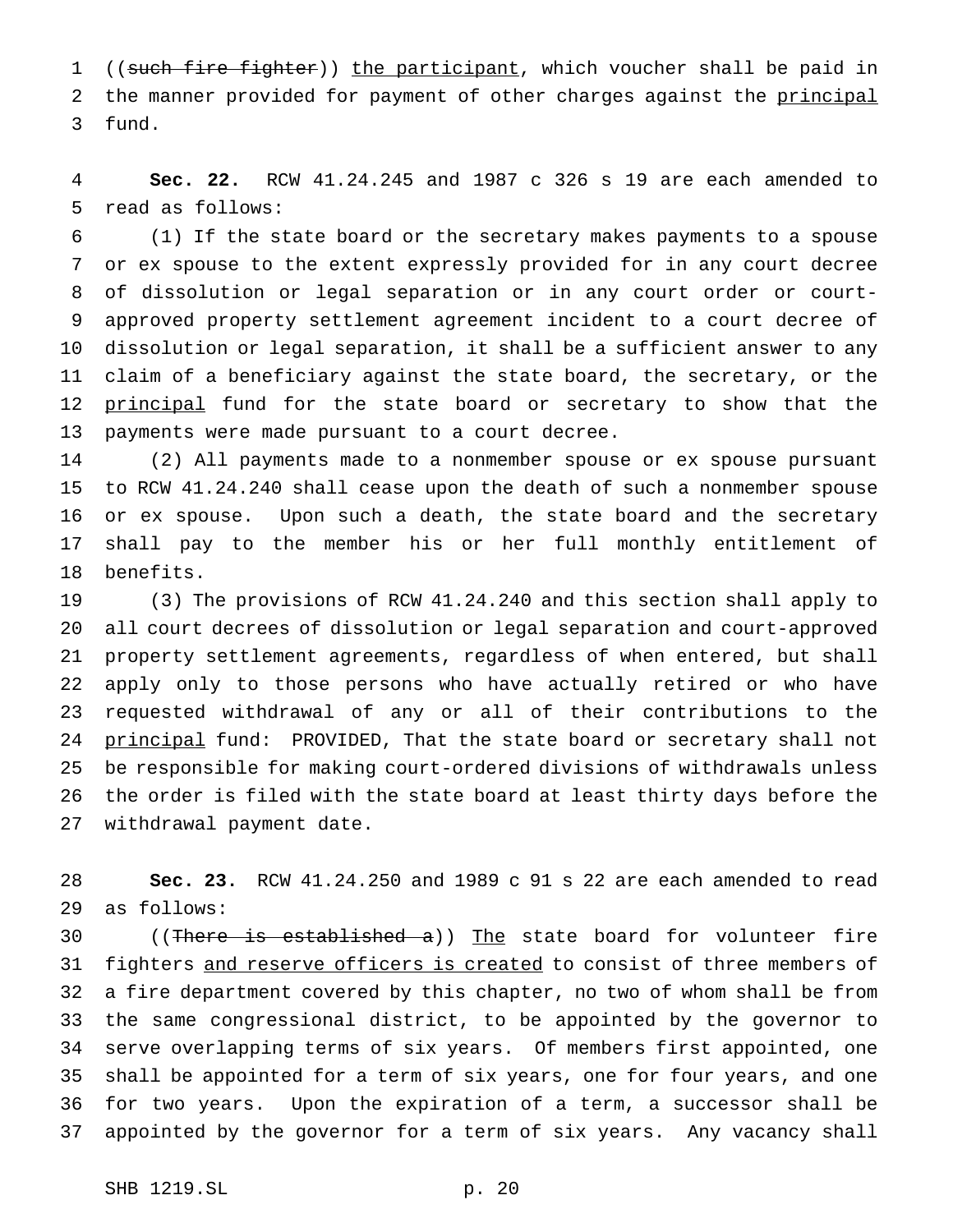((~~such fire fighter~~)) <u>the participant</u>, which voucher shall be paid in the manner provided for payment of other charges against the <u>principal</u> fund.

**Sec. 22.** RCW 41.24.245 and 1987 c 326 s 19 are each amended to read as follows:

(1) If the state board or the secretary makes payments to a spouse or ex spouse to the extent expressly provided for in any court decree of dissolution or legal separation or in any court order or court-approved property settlement agreement incident to a court decree of dissolution or legal separation, it shall be a sufficient answer to any claim of a beneficiary against the state board, the secretary, or the <u>principal</u> fund for the state board or secretary to show that the payments were made pursuant to a court decree.

(2) All payments made to a nonmember spouse or ex spouse pursuant to RCW 41.24.240 shall cease upon the death of such a nonmember spouse or ex spouse. Upon such a death, the state board and the secretary shall pay to the member his or her full monthly entitlement of benefits.

(3) The provisions of RCW 41.24.240 and this section shall apply to all court decrees of dissolution or legal separation and court-approved property settlement agreements, regardless of when entered, but shall apply only to those persons who have actually retired or who have requested withdrawal of any or all of their contributions to the <u>principal</u> fund: PROVIDED, That the state board or secretary shall not be responsible for making court-ordered divisions of withdrawals unless the order is filed with the state board at least thirty days before the withdrawal payment date.

**Sec. 23.** RCW 41.24.250 and 1989 c 91 s 22 are each amended to read as follows:

((~~There is established a~~)) <u>The</u> state board for volunteer fire fighters <u>and reserve officers is created</u> to consist of three members of a fire department covered by this chapter, no two of whom shall be from the same congressional district, to be appointed by the governor to serve overlapping terms of six years. Of members first appointed, one shall be appointed for a term of six years, one for four years, and one for two years. Upon the expiration of a term, a successor shall be appointed by the governor for a term of six years. Any vacancy shall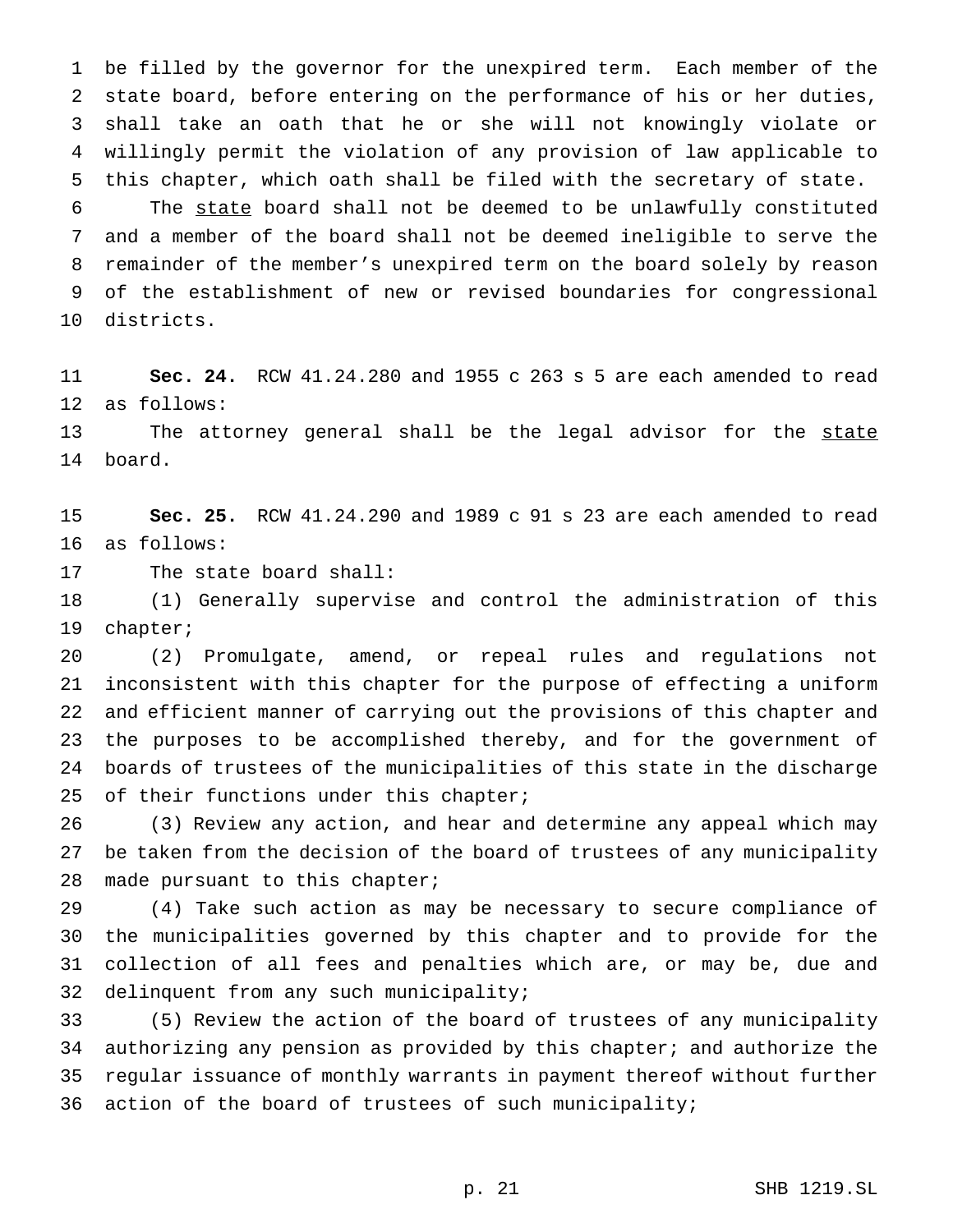be filled by the governor for the unexpired term. Each member of the state board, before entering on the performance of his or her duties, shall take an oath that he or she will not knowingly violate or willingly permit the violation of any provision of law applicable to this chapter, which oath shall be filed with the secretary of state.

The state board shall not be deemed to be unlawfully constituted and a member of the board shall not be deemed ineligible to serve the remainder of the member's unexpired term on the board solely by reason of the establishment of new or revised boundaries for congressional districts.

**Sec. 24.** RCW 41.24.280 and 1955 c 263 s 5 are each amended to read as follows:

The attorney general shall be the legal advisor for the state board.

**Sec. 25.** RCW 41.24.290 and 1989 c 91 s 23 are each amended to read as follows:

The state board shall:

(1) Generally supervise and control the administration of this chapter;

(2) Promulgate, amend, or repeal rules and regulations not inconsistent with this chapter for the purpose of effecting a uniform and efficient manner of carrying out the provisions of this chapter and the purposes to be accomplished thereby, and for the government of boards of trustees of the municipalities of this state in the discharge of their functions under this chapter;

(3) Review any action, and hear and determine any appeal which may be taken from the decision of the board of trustees of any municipality made pursuant to this chapter;

(4) Take such action as may be necessary to secure compliance of the municipalities governed by this chapter and to provide for the collection of all fees and penalties which are, or may be, due and delinquent from any such municipality;

(5) Review the action of the board of trustees of any municipality authorizing any pension as provided by this chapter; and authorize the regular issuance of monthly warrants in payment thereof without further action of the board of trustees of such municipality;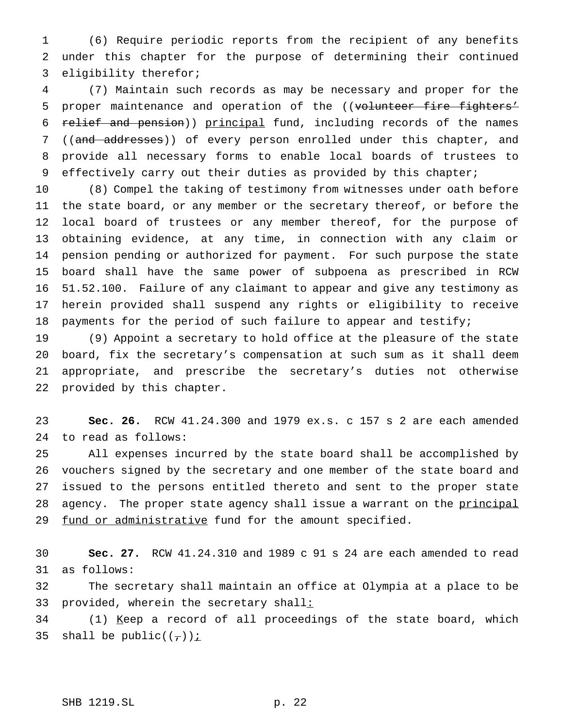(6) Require periodic reports from the recipient of any benefits under this chapter for the purpose of determining their continued eligibility therefor;

(7) Maintain such records as may be necessary and proper for the proper maintenance and operation of the ((~~volunteer fire fighters' relief and pension~~)) <u>principal</u> fund, including records of the names ((~~and addresses~~)) of every person enrolled under this chapter, and provide all necessary forms to enable local boards of trustees to effectively carry out their duties as provided by this chapter;

(8) Compel the taking of testimony from witnesses under oath before the state board, or any member or the secretary thereof, or before the local board of trustees or any member thereof, for the purpose of obtaining evidence, at any time, in connection with any claim or pension pending or authorized for payment. For such purpose the state board shall have the same power of subpoena as prescribed in RCW 51.52.100. Failure of any claimant to appear and give any testimony as herein provided shall suspend any rights or eligibility to receive payments for the period of such failure to appear and testify;

(9) Appoint a secretary to hold office at the pleasure of the state board, fix the secretary's compensation at such sum as it shall deem appropriate, and prescribe the secretary's duties not otherwise provided by this chapter.

**Sec. 26.** RCW 41.24.300 and 1979 ex.s. c 157 s 2 are each amended to read as follows:

All expenses incurred by the state board shall be accomplished by vouchers signed by the secretary and one member of the state board and issued to the persons entitled thereto and sent to the proper state agency. The proper state agency shall issue a warrant on the <u>principal fund or administrative</u> fund for the amount specified.

**Sec. 27.** RCW 41.24.310 and 1989 c 91 s 24 are each amended to read as follows:

The secretary shall maintain an office at Olympia at a place to be provided, wherein the secretary shall<u>:</u>

(1) <u>K</u>eep a record of all proceedings of the state board, which shall be public((~~,~~))<u>;</u>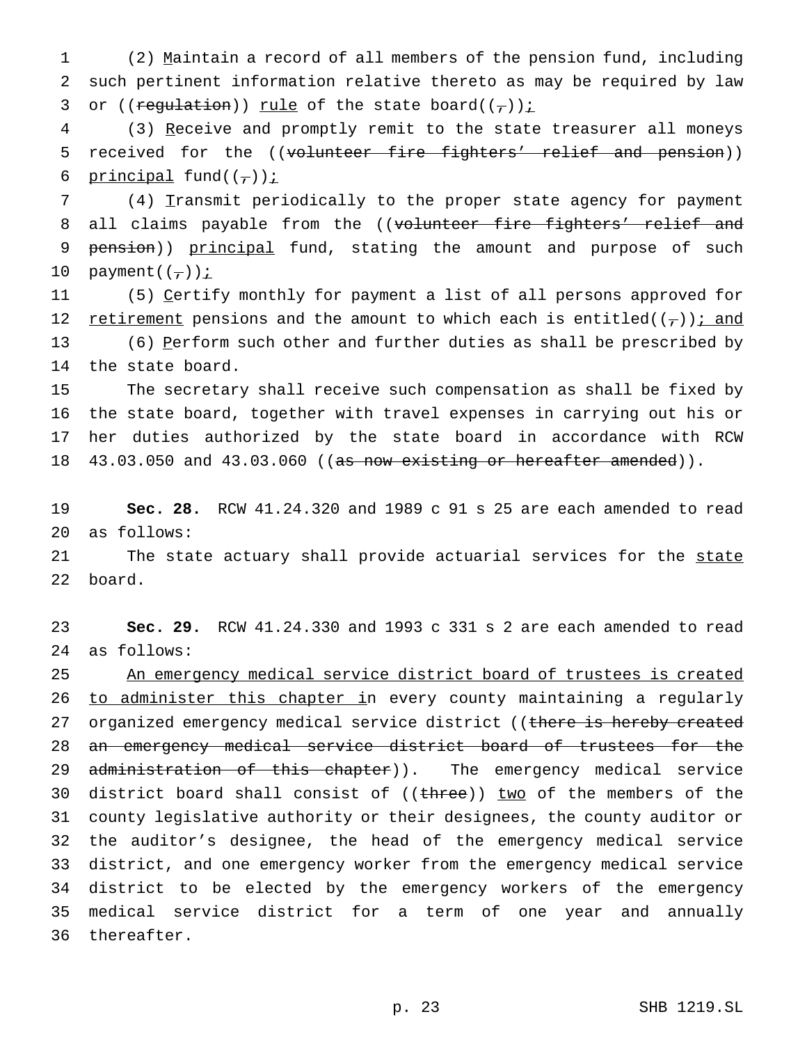(2) Maintain a record of all members of the pension fund, including such pertinent information relative thereto as may be required by law or ((regulation)) rule of the state board((,));

(3) Receive and promptly remit to the state treasurer all moneys received for the ((volunteer fire fighters' relief and pension)) principal fund((,));

(4) Transmit periodically to the proper state agency for payment all claims payable from the ((volunteer fire fighters' relief and pension)) principal fund, stating the amount and purpose of such payment((,));

(5) Certify monthly for payment a list of all persons approved for retirement pensions and the amount to which each is entitled((,)); and

(6) Perform such other and further duties as shall be prescribed by the state board.

The secretary shall receive such compensation as shall be fixed by the state board, together with travel expenses in carrying out his or her duties authorized by the state board in accordance with RCW 43.03.050 and 43.03.060 ((as now existing or hereafter amended)).

**Sec. 28.** RCW 41.24.320 and 1989 c 91 s 25 are each amended to read as follows:

The state actuary shall provide actuarial services for the state board.

**Sec. 29.** RCW 41.24.330 and 1993 c 331 s 2 are each amended to read as follows:

An emergency medical service district board of trustees is created to administer this chapter in every county maintaining a regularly organized emergency medical service district ((there is hereby created an emergency medical service district board of trustees for the administration of this chapter)). The emergency medical service district board shall consist of ((three)) two of the members of the county legislative authority or their designees, the county auditor or the auditor's designee, the head of the emergency medical service district, and one emergency worker from the emergency medical service district to be elected by the emergency workers of the emergency medical service district for a term of one year and annually thereafter.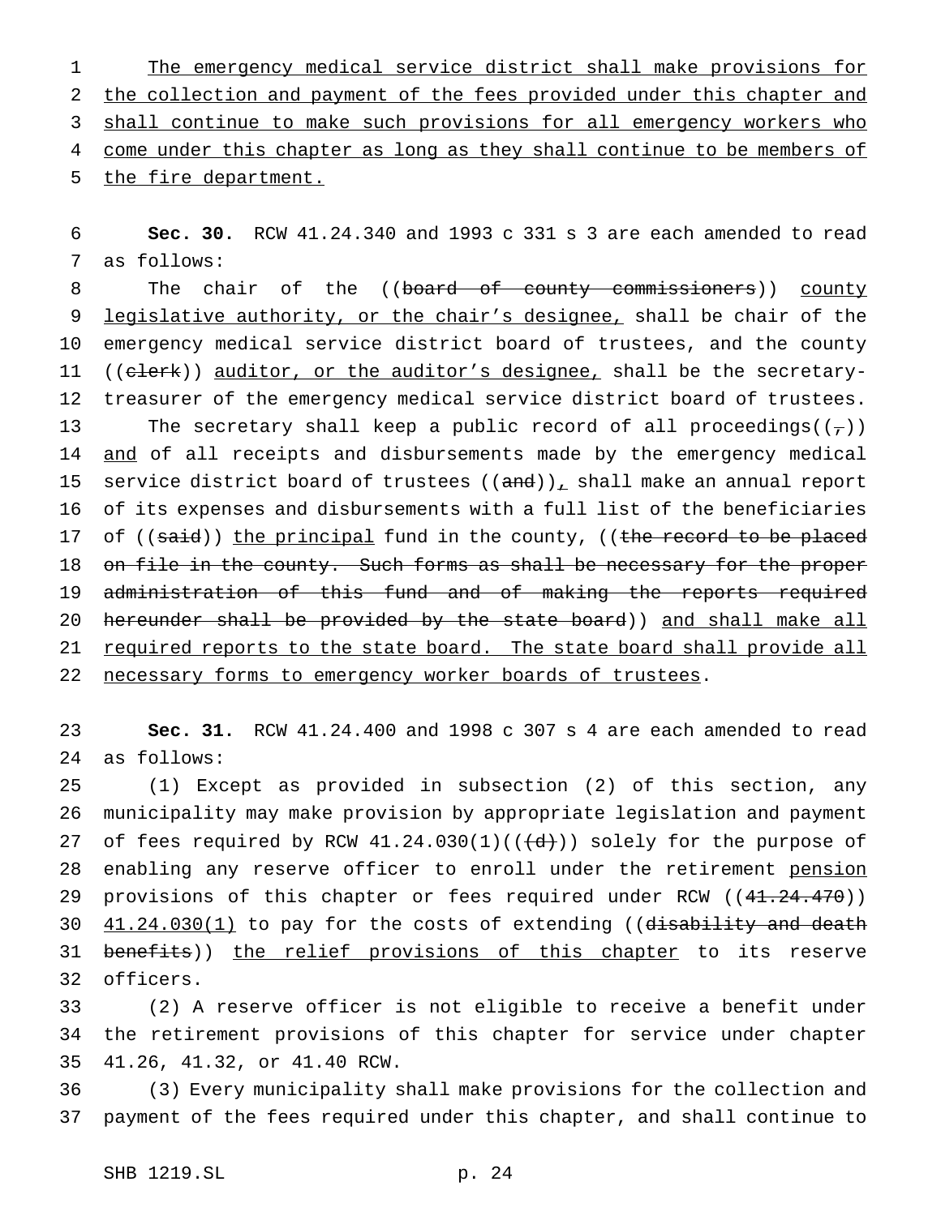The emergency medical service district shall make provisions for the collection and payment of the fees provided under this chapter and shall continue to make such provisions for all emergency workers who come under this chapter as long as they shall continue to be members of the fire department.

**Sec. 30.** RCW 41.24.340 and 1993 c 331 s 3 are each amended to read as follows:

The chair of the ((~~board of county commissioners~~)) county legislative authority, or the chair's designee, shall be chair of the emergency medical service district board of trustees, and the county ((~~clerk~~)) auditor, or the auditor's designee, shall be the secretary-treasurer of the emergency medical service district board of trustees.

The secretary shall keep a public record of all proceedings((~~,~~)) and of all receipts and disbursements made by the emergency medical service district board of trustees ((~~and~~)), shall make an annual report of its expenses and disbursements with a full list of the beneficiaries of ((~~said~~)) the principal fund in the county, ((~~the record to be placed on file in the county. Such forms as shall be necessary for the proper administration of this fund and of making the reports required hereunder shall be provided by the state board~~)) and shall make all required reports to the state board. The state board shall provide all necessary forms to emergency worker boards of trustees.

**Sec. 31.** RCW 41.24.400 and 1998 c 307 s 4 are each amended to read as follows:

(1) Except as provided in subsection (2) of this section, any municipality may make provision by appropriate legislation and payment of fees required by RCW 41.24.030(1)((~~(d)~~)) solely for the purpose of enabling any reserve officer to enroll under the retirement pension provisions of this chapter or fees required under RCW ((~~41.24.470~~)) 41.24.030(1) to pay for the costs of extending ((~~disability and death benefits~~)) the relief provisions of this chapter to its reserve officers.

(2) A reserve officer is not eligible to receive a benefit under the retirement provisions of this chapter for service under chapter 41.26, 41.32, or 41.40 RCW.

(3) Every municipality shall make provisions for the collection and payment of the fees required under this chapter, and shall continue to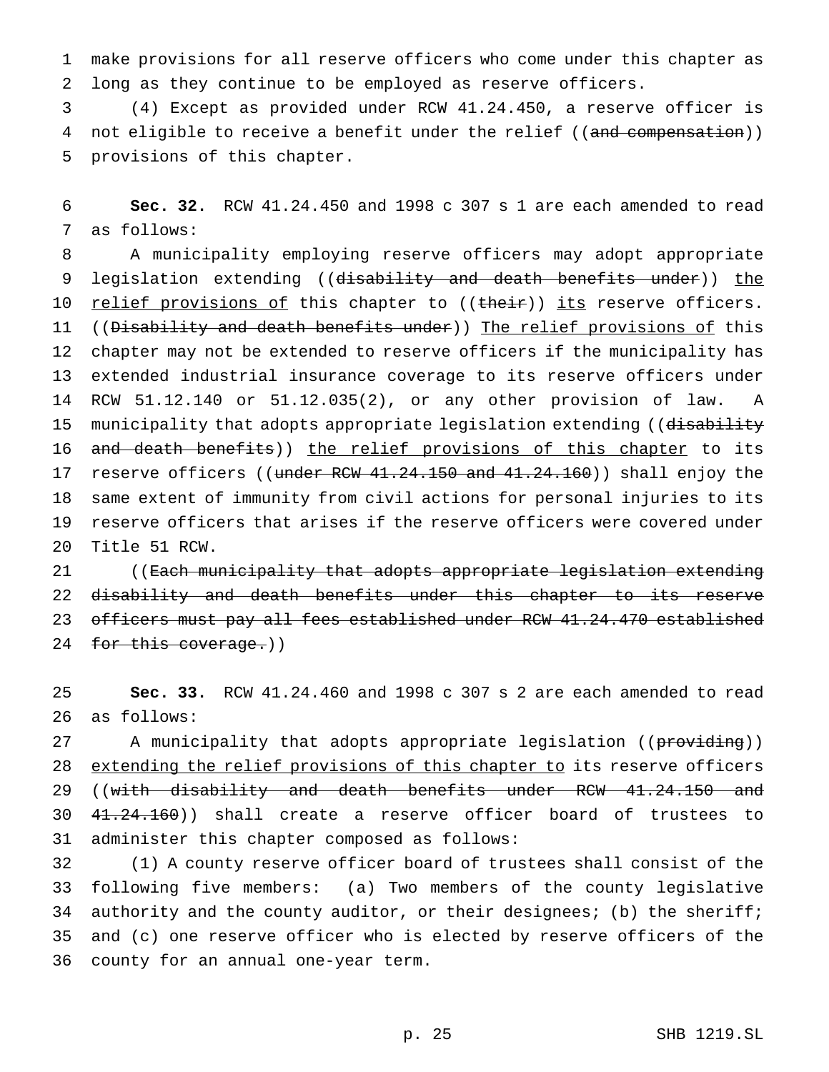make provisions for all reserve officers who come under this chapter as long as they continue to be employed as reserve officers.

(4) Except as provided under RCW 41.24.450, a reserve officer is not eligible to receive a benefit under the relief ((~~and compensation~~)) provisions of this chapter.

**Sec. 32.** RCW 41.24.450 and 1998 c 307 s 1 are each amended to read as follows:

A municipality employing reserve officers may adopt appropriate legislation extending ((~~disability and death benefits under~~)) <u>the relief provisions of</u> this chapter to ((~~their~~)) <u>its</u> reserve officers. ((~~Disability and death benefits under~~)) <u>The relief provisions of</u> this chapter may not be extended to reserve officers if the municipality has extended industrial insurance coverage to its reserve officers under RCW 51.12.140 or 51.12.035(2), or any other provision of law. A municipality that adopts appropriate legislation extending ((~~disability and death benefits~~)) <u>the relief provisions of this chapter</u> to its reserve officers ((~~under RCW 41.24.150 and 41.24.160~~)) shall enjoy the same extent of immunity from civil actions for personal injuries to its reserve officers that arises if the reserve officers were covered under Title 51 RCW.

((~~Each municipality that adopts appropriate legislation extending disability and death benefits under this chapter to its reserve officers must pay all fees established under RCW 41.24.470 established for this coverage.~~))

**Sec. 33.** RCW 41.24.460 and 1998 c 307 s 2 are each amended to read as follows:

A municipality that adopts appropriate legislation ((~~providing~~)) <u>extending the relief provisions of this chapter to</u> its reserve officers ((~~with disability and death benefits under RCW 41.24.150 and 41.24.160~~)) shall create a reserve officer board of trustees to administer this chapter composed as follows:

(1) A county reserve officer board of trustees shall consist of the following five members: (a) Two members of the county legislative authority and the county auditor, or their designees; (b) the sheriff; and (c) one reserve officer who is elected by reserve officers of the county for an annual one-year term.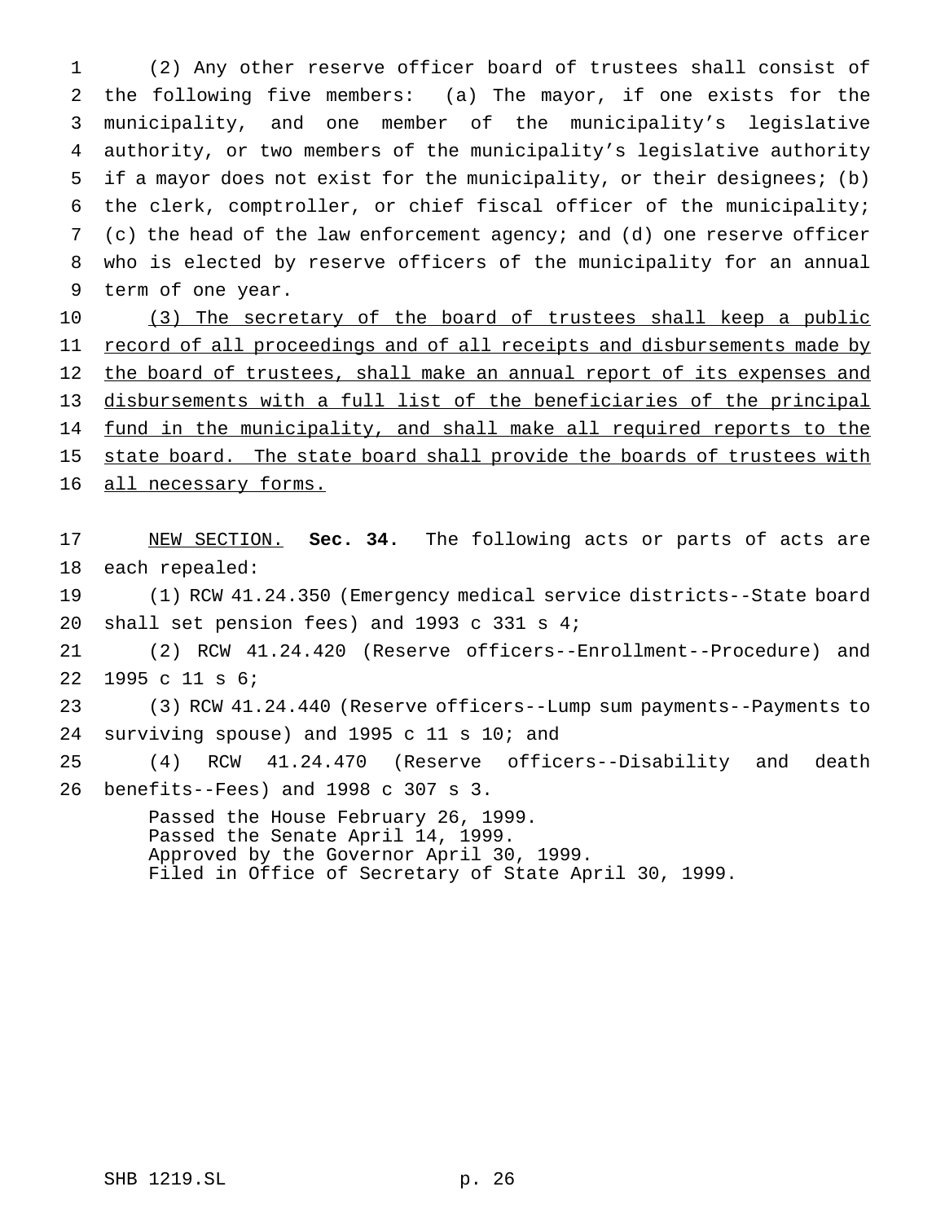(2) Any other reserve officer board of trustees shall consist of the following five members: (a) The mayor, if one exists for the municipality, and one member of the municipality's legislative authority, or two members of the municipality's legislative authority if a mayor does not exist for the municipality, or their designees; (b) the clerk, comptroller, or chief fiscal officer of the municipality; (c) the head of the law enforcement agency; and (d) one reserve officer who is elected by reserve officers of the municipality for an annual term of one year.

<u>(3) The secretary of the board of trustees shall keep a public record of all proceedings and of all receipts and disbursements made by the board of trustees, shall make an annual report of its expenses and disbursements with a full list of the beneficiaries of the principal fund in the municipality, and shall make all required reports to the state board. The state board shall provide the boards of trustees with all necessary forms.</u>

<u>NEW SECTION.</u> **Sec. 34.** The following acts or parts of acts are each repealed:

(1) RCW 41.24.350 (Emergency medical service districts--State board shall set pension fees) and 1993 c 331 s 4;

(2) RCW 41.24.420 (Reserve officers--Enrollment--Procedure) and 1995 c 11 s 6;

(3) RCW 41.24.440 (Reserve officers--Lump sum payments--Payments to surviving spouse) and 1995 c 11 s 10; and

(4) RCW 41.24.470 (Reserve officers--Disability and death benefits--Fees) and 1998 c 307 s 3.

Passed the House February 26, 1999.
Passed the Senate April 14, 1999.
Approved by the Governor April 30, 1999.
Filed in Office of Secretary of State April 30, 1999.